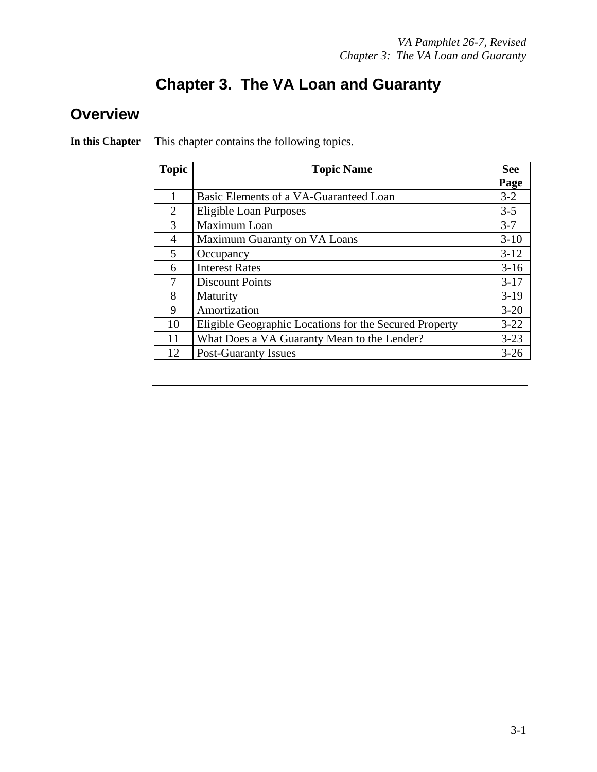# Chapter 3. The VA Loan and Guaranty

## Overview

**In this Chapter** This chapter contains the following topics.

| Topic | Topic Name | See Page |
|---|---|---|
| 1 | Basic Elements of a VA-Guaranteed Loan | 3-2 |
| 2 | Eligible Loan Purposes | 3-5 |
| 3 | Maximum Loan | 3-7 |
| 4 | Maximum Guaranty on VA Loans | 3-10 |
| 5 | Occupancy | 3-12 |
| 6 | Interest Rates | 3-16 |
| 7 | Discount Points | 3-17 |
| 8 | Maturity | 3-19 |
| 9 | Amortization | 3-20 |
| 10 | Eligible Geographic Locations for the Secured Property | 3-22 |
| 11 | What Does a VA Guaranty Mean to the Lender? | 3-23 |
| 12 | Post-Guaranty Issues | 3-26 |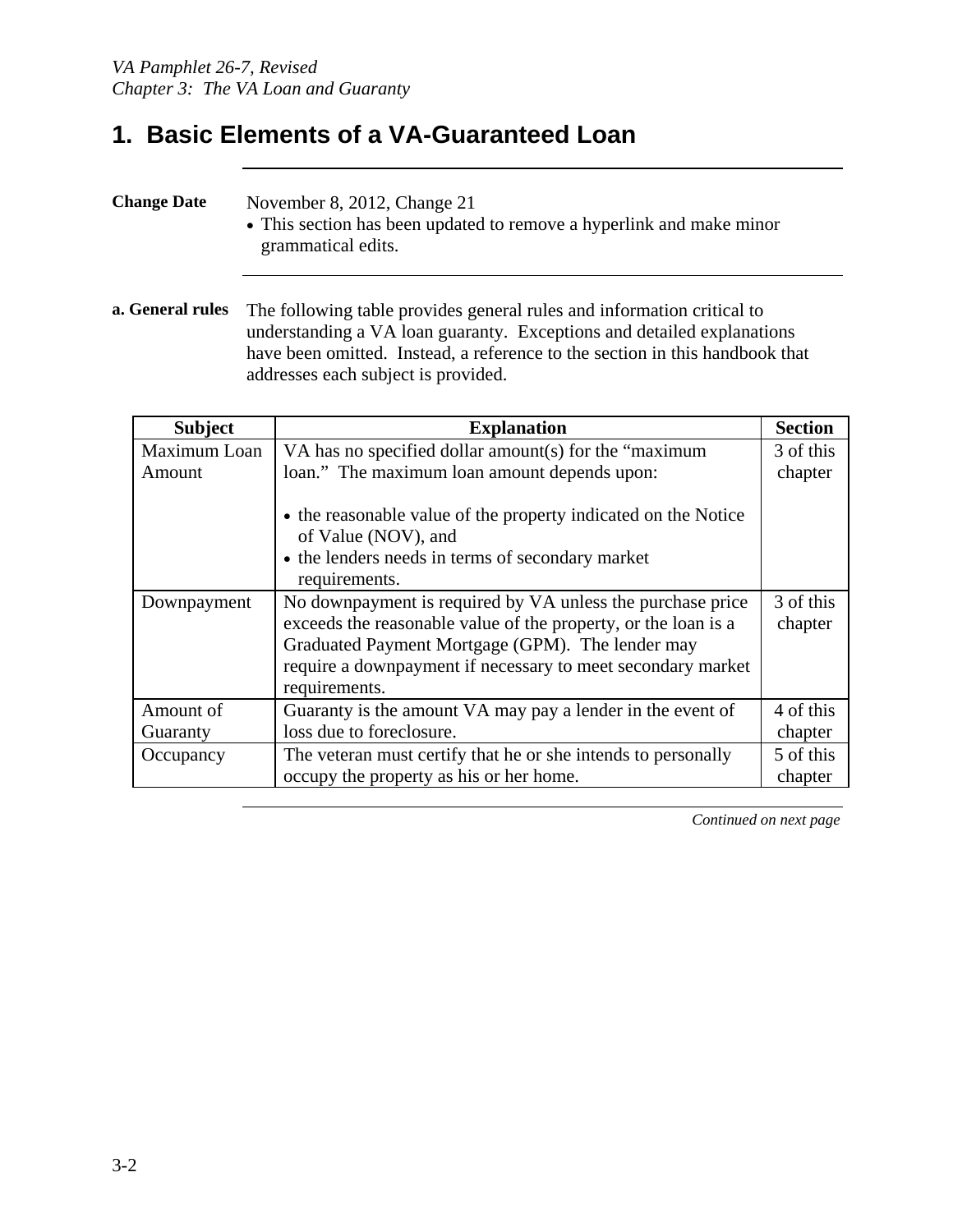# 1. Basic Elements of a VA-Guaranteed Loan

**Change Date** November 8, 2012, Change 21

- This section has been updated to remove a hyperlink and make minor grammatical edits.

**a. General rules** The following table provides general rules and information critical to understanding a VA loan guaranty. Exceptions and detailed explanations have been omitted. Instead, a reference to the section in this handbook that addresses each subject is provided.

| Subject | Explanation | Section |
|---|---|---|
| Maximum Loan Amount | VA has no specified dollar amount(s) for the "maximum loan." The maximum loan amount depends upon:<br><br>• the reasonable value of the property indicated on the Notice of Value (NOV), and<br>• the lenders needs in terms of secondary market requirements. | 3 of this chapter |
| Downpayment | No downpayment is required by VA unless the purchase price exceeds the reasonable value of the property, or the loan is a Graduated Payment Mortgage (GPM). The lender may require a downpayment if necessary to meet secondary market requirements. | 3 of this chapter |
| Amount of Guaranty | Guaranty is the amount VA may pay a lender in the event of loss due to foreclosure. | 4 of this chapter |
| Occupancy | The veteran must certify that he or she intends to personally occupy the property as his or her home. | 5 of this chapter |

*Continued on next page*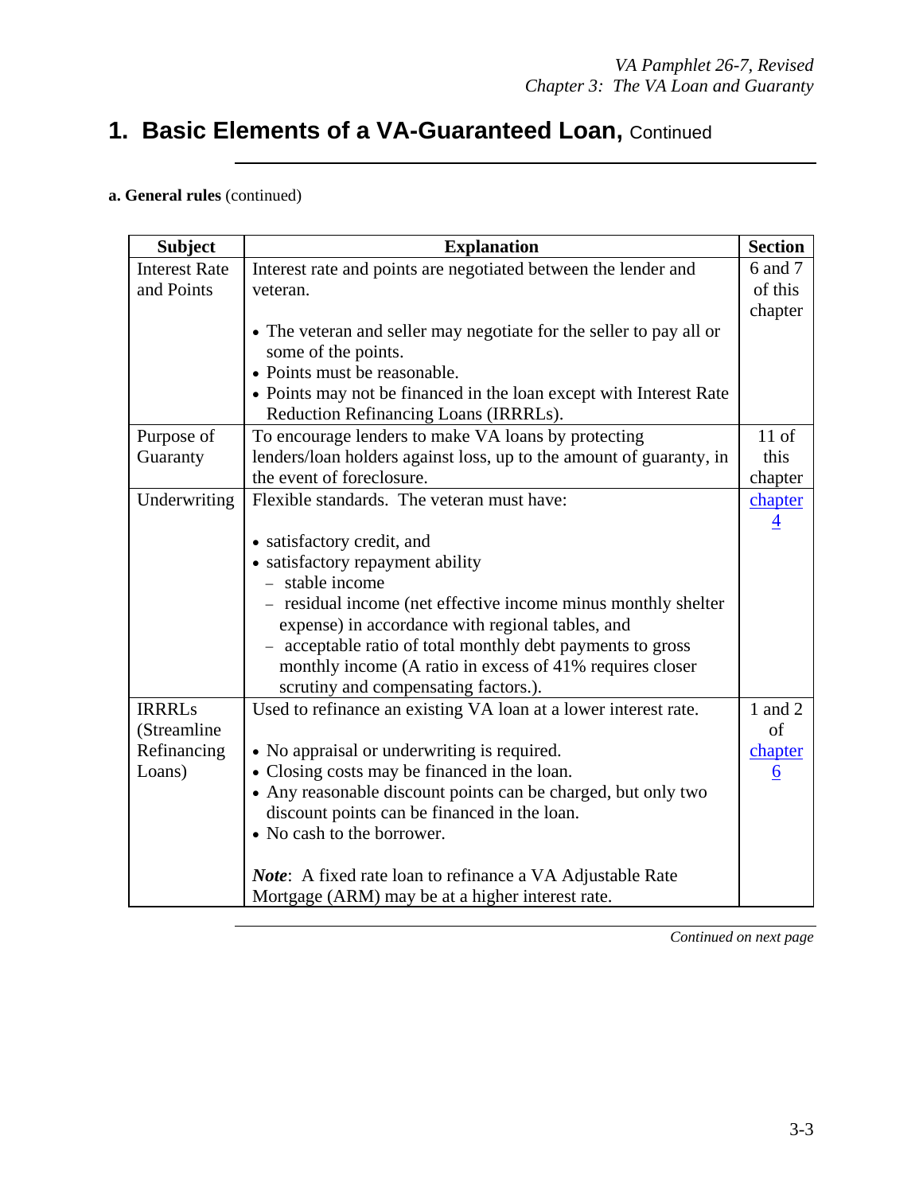# 1. Basic Elements of a VA-Guaranteed Loan, Continued

**a. General rules** (continued)

| Subject | Explanation | Section |
|---|---|---|
| Interest Rate and Points | Interest rate and points are negotiated between the lender and veteran.<br><br>• The veteran and seller may negotiate for the seller to pay all or some of the points.<br>• Points must be reasonable.<br>• Points may not be financed in the loan except with Interest Rate Reduction Refinancing Loans (IRRRLs). | 6 and 7 of this chapter |
| Purpose of Guaranty | To encourage lenders to make VA loans by protecting lenders/loan holders against loss, up to the amount of guaranty, in the event of foreclosure. | 11 of this chapter |
| Underwriting | Flexible standards. The veteran must have:<br><br>• satisfactory credit, and<br>• satisfactory repayment ability<br>  – stable income<br>  – residual income (net effective income minus monthly shelter expense) in accordance with regional tables, and<br>  – acceptable ratio of total monthly debt payments to gross monthly income (A ratio in excess of 41% requires closer scrutiny and compensating factors.). | chapter 4 |
| IRRRLs (Streamline Refinancing Loans) | Used to refinance an existing VA loan at a lower interest rate.<br><br>• No appraisal or underwriting is required.<br>• Closing costs may be financed in the loan.<br>• Any reasonable discount points can be charged, but only two discount points can be financed in the loan.<br>• No cash to the borrower.<br><br>***Note***: A fixed rate loan to refinance a VA Adjustable Rate Mortgage (ARM) may be at a higher interest rate. | 1 and 2 of chapter 6 |

*Continued on next page*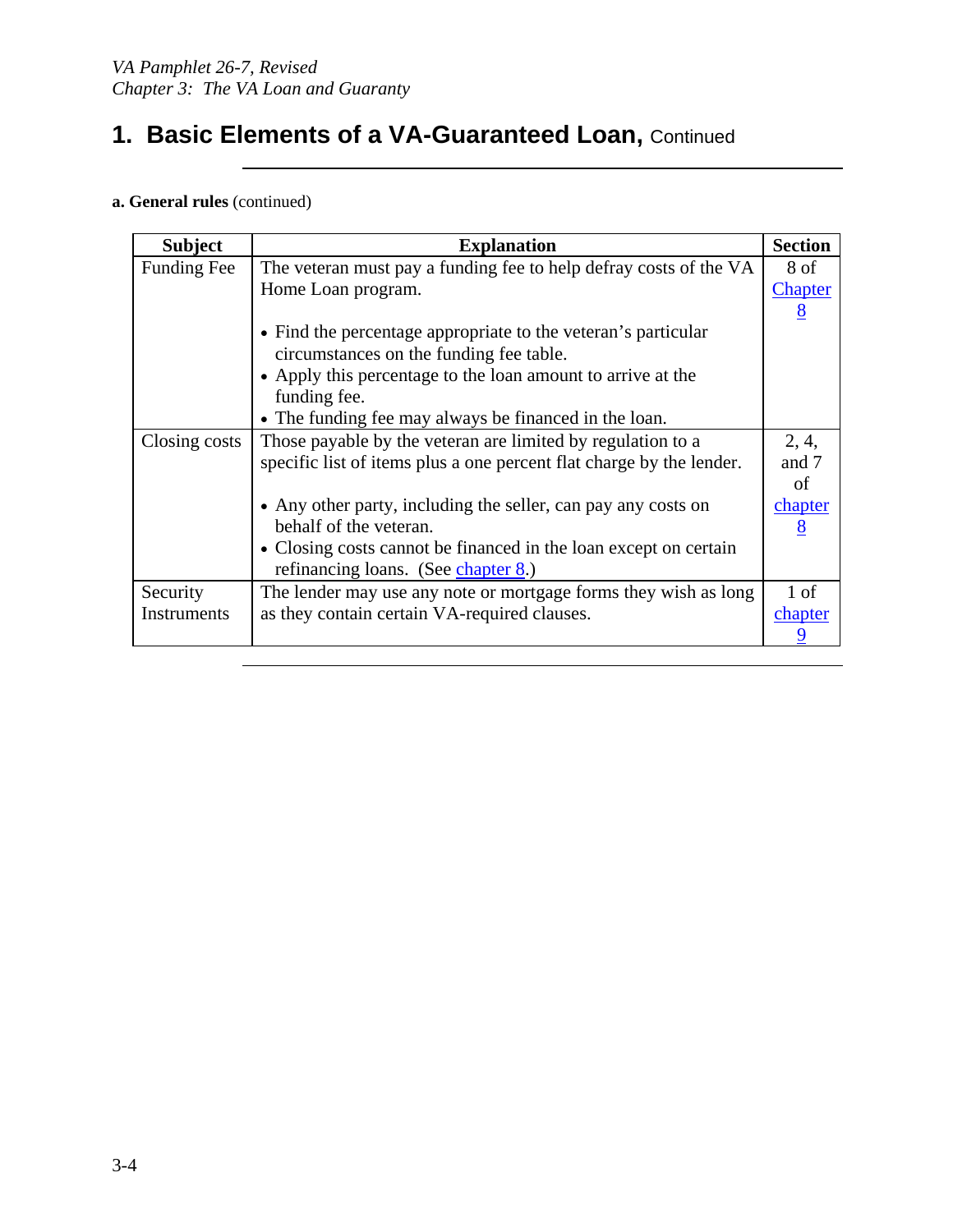# 1. Basic Elements of a VA-Guaranteed Loan, Continued

**a. General rules** (continued)

| Subject | Explanation | Section |
|---|---|---|
| Funding Fee | The veteran must pay a funding fee to help defray costs of the VA Home Loan program.<br><br>• Find the percentage appropriate to the veteran's particular circumstances on the funding fee table.<br>• Apply this percentage to the loan amount to arrive at the funding fee.<br>• The funding fee may always be financed in the loan. | 8 of Chapter 8 |
| Closing costs | Those payable by the veteran are limited by regulation to a specific list of items plus a one percent flat charge by the lender.<br><br>• Any other party, including the seller, can pay any costs on behalf of the veteran.<br>• Closing costs cannot be financed in the loan except on certain refinancing loans. (See chapter 8.) | 2, 4, and 7 of chapter 8 |
| Security Instruments | The lender may use any note or mortgage forms they wish as long as they contain certain VA-required clauses. | 1 of chapter 9 |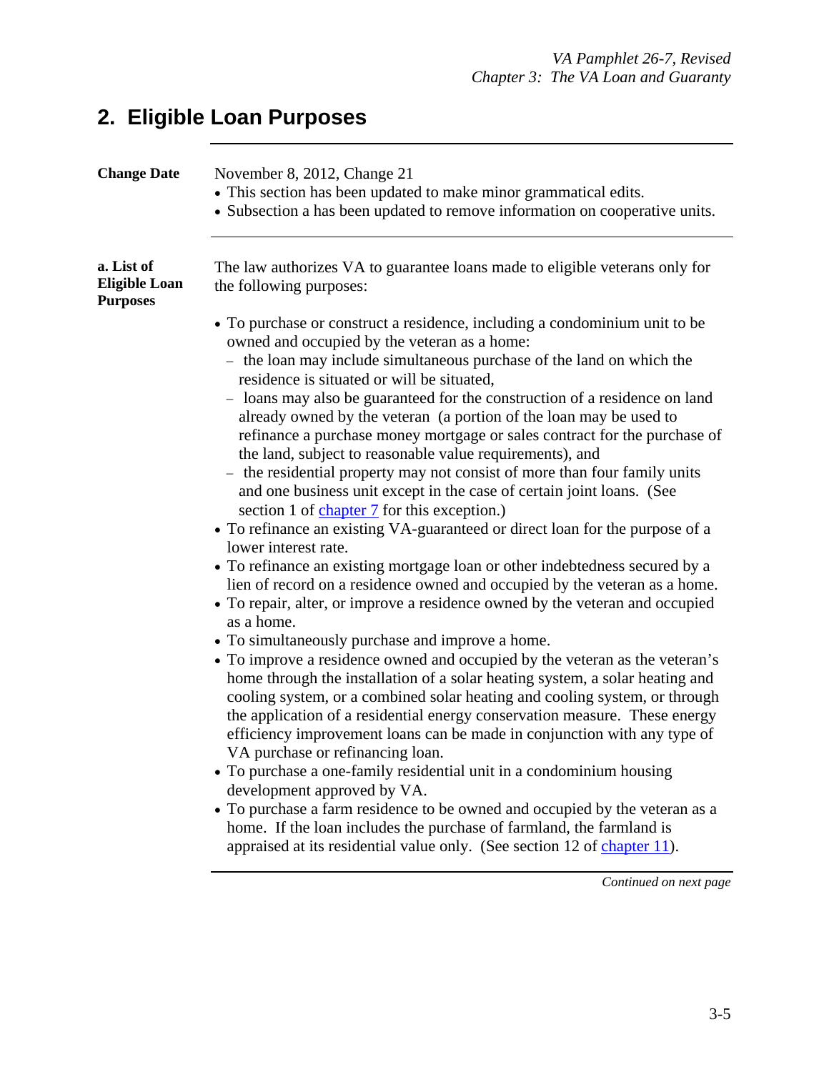## 2. Eligible Loan Purposes

**Change Date**

November 8, 2012, Change 21

- This section has been updated to make minor grammatical edits.
- Subsection a has been updated to remove information on cooperative units.

**a. List of Eligible Loan Purposes**

The law authorizes VA to guarantee loans made to eligible veterans only for the following purposes:

- To purchase or construct a residence, including a condominium unit to be owned and occupied by the veteran as a home:
  - the loan may include simultaneous purchase of the land on which the residence is situated or will be situated,
  - loans may also be guaranteed for the construction of a residence on land already owned by the veteran (a portion of the loan may be used to refinance a purchase money mortgage or sales contract for the purchase of the land, subject to reasonable value requirements), and
  - the residential property may not consist of more than four family units and one business unit except in the case of certain joint loans. (See section 1 of chapter 7 for this exception.)
- To refinance an existing VA-guaranteed or direct loan for the purpose of a lower interest rate.
- To refinance an existing mortgage loan or other indebtedness secured by a lien of record on a residence owned and occupied by the veteran as a home.
- To repair, alter, or improve a residence owned by the veteran and occupied as a home.
- To simultaneously purchase and improve a home.
- To improve a residence owned and occupied by the veteran as the veteran's home through the installation of a solar heating system, a solar heating and cooling system, or a combined solar heating and cooling system, or through the application of a residential energy conservation measure. These energy efficiency improvement loans can be made in conjunction with any type of VA purchase or refinancing loan.
- To purchase a one-family residential unit in a condominium housing development approved by VA.
- To purchase a farm residence to be owned and occupied by the veteran as a home. If the loan includes the purchase of farmland, the farmland is appraised at its residential value only. (See section 12 of chapter 11).

*Continued on next page*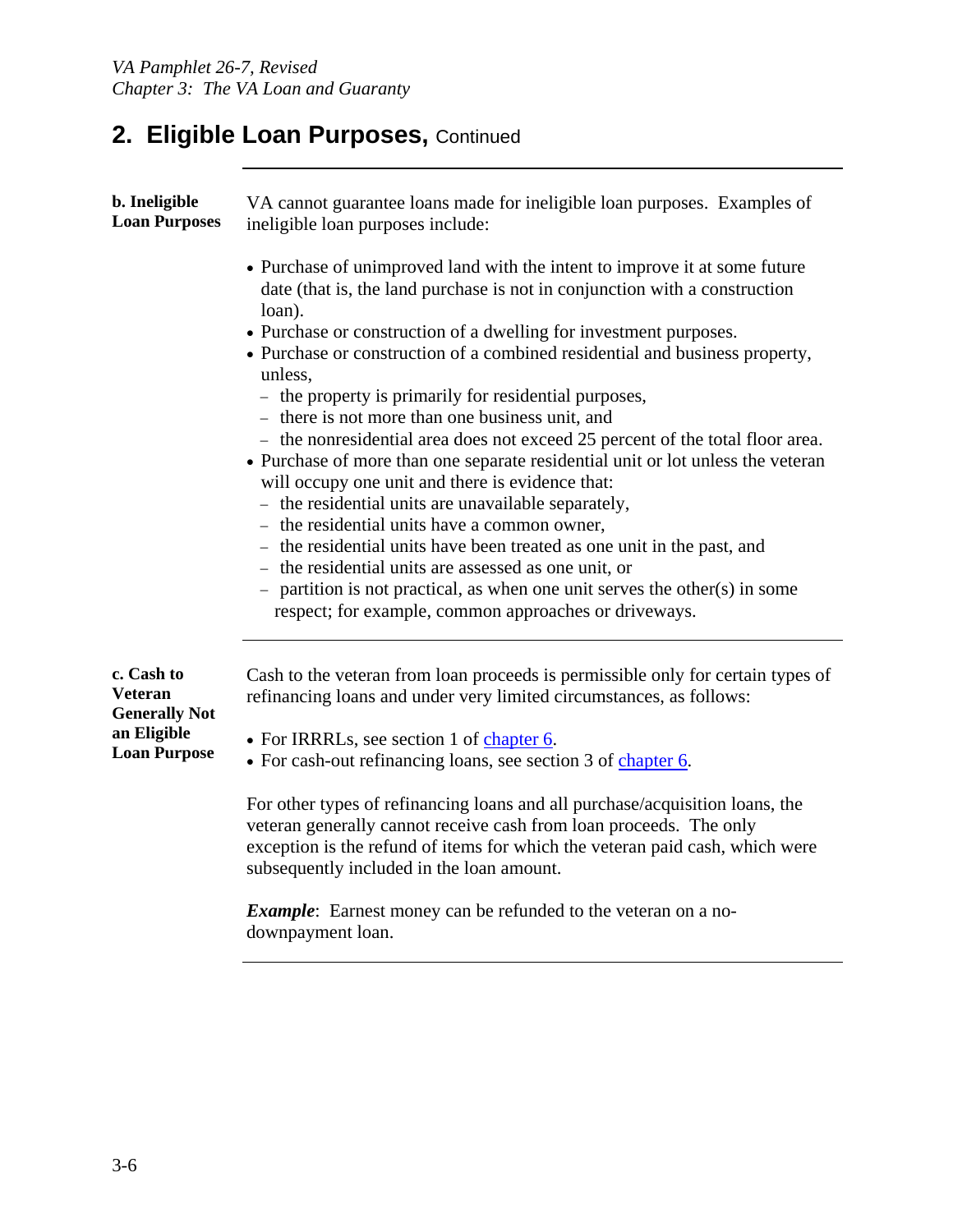## 2. Eligible Loan Purposes, Continued

**b. Ineligible Loan Purposes**

VA cannot guarantee loans made for ineligible loan purposes. Examples of ineligible loan purposes include:

- Purchase of unimproved land with the intent to improve it at some future date (that is, the land purchase is not in conjunction with a construction loan).
- Purchase or construction of a dwelling for investment purposes.
- Purchase or construction of a combined residential and business property, unless,
  - the property is primarily for residential purposes,
  - there is not more than one business unit, and
  - the nonresidential area does not exceed 25 percent of the total floor area.
- Purchase of more than one separate residential unit or lot unless the veteran will occupy one unit and there is evidence that:
  - the residential units are unavailable separately,
  - the residential units have a common owner,
  - the residential units have been treated as one unit in the past, and
  - the residential units are assessed as one unit, or
  - partition is not practical, as when one unit serves the other(s) in some respect; for example, common approaches or driveways.

**c. Cash to Veteran Generally Not an Eligible Loan Purpose**

Cash to the veteran from loan proceeds is permissible only for certain types of refinancing loans and under very limited circumstances, as follows:

- For IRRRLs, see section 1 of chapter 6.
- For cash-out refinancing loans, see section 3 of chapter 6.

For other types of refinancing loans and all purchase/acquisition loans, the veteran generally cannot receive cash from loan proceeds. The only exception is the refund of items for which the veteran paid cash, which were subsequently included in the loan amount.

***Example***: Earnest money can be refunded to the veteran on a no-downpayment loan.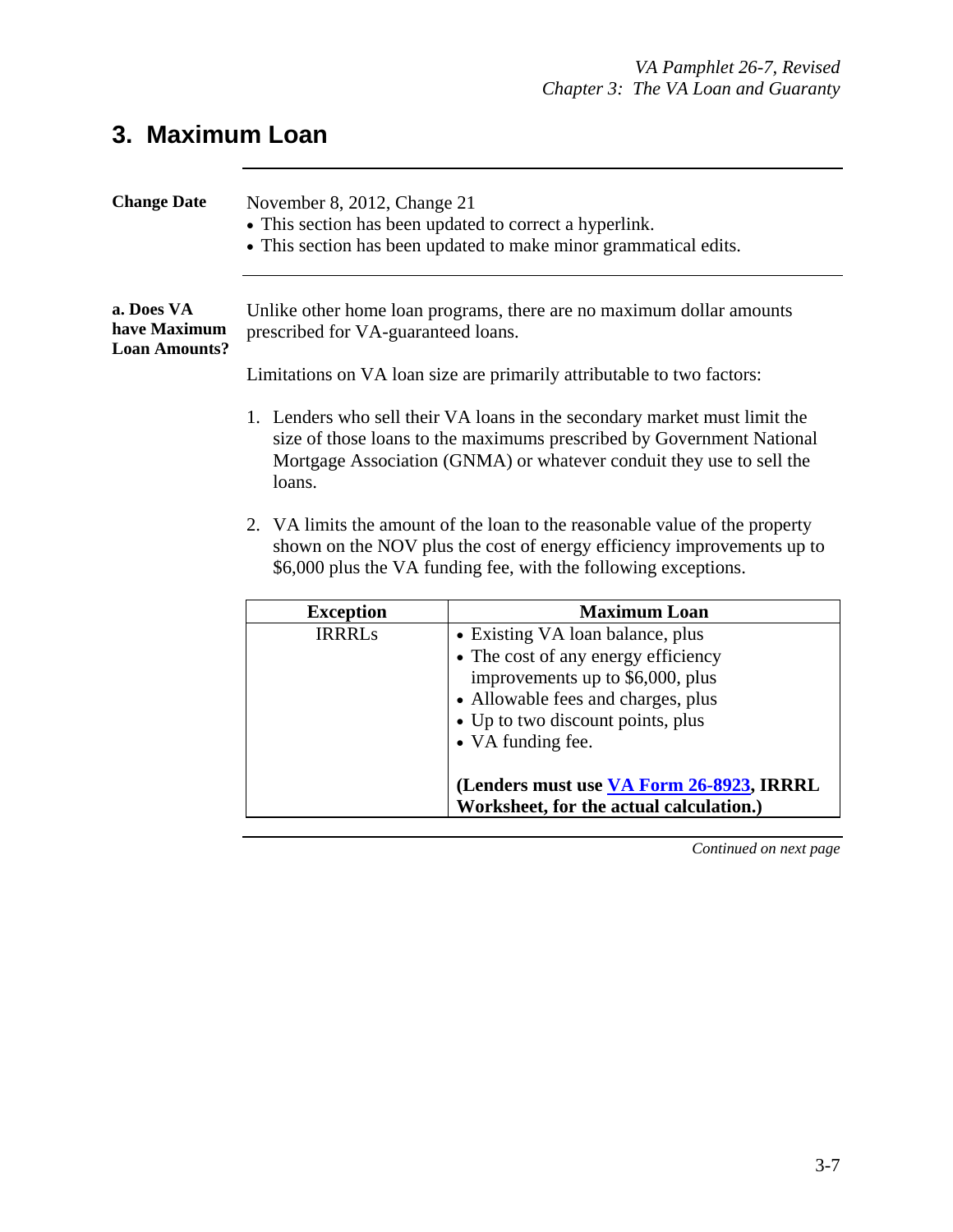# 3. Maximum Loan

---

**Change Date**

November 8, 2012, Change 21

- This section has been updated to correct a hyperlink.
- This section has been updated to make minor grammatical edits.

---

**a. Does VA have Maximum Loan Amounts?**

Unlike other home loan programs, there are no maximum dollar amounts prescribed for VA-guaranteed loans.

Limitations on VA loan size are primarily attributable to two factors:

1. Lenders who sell their VA loans in the secondary market must limit the size of those loans to the maximums prescribed by Government National Mortgage Association (GNMA) or whatever conduit they use to sell the loans.

2. VA limits the amount of the loan to the reasonable value of the property shown on the NOV plus the cost of energy efficiency improvements up to $6,000 plus the VA funding fee, with the following exceptions.

| Exception | Maximum Loan |
|---|---|
| IRRRLs | • Existing VA loan balance, plus<br>• The cost of any energy efficiency improvements up to $6,000, plus<br>• Allowable fees and charges, plus<br>• Up to two discount points, plus<br>• VA funding fee.<br><br>**(Lenders must use [VA Form 26-8923](), IRRRL Worksheet, for the actual calculation.)** |

*Continued on next page*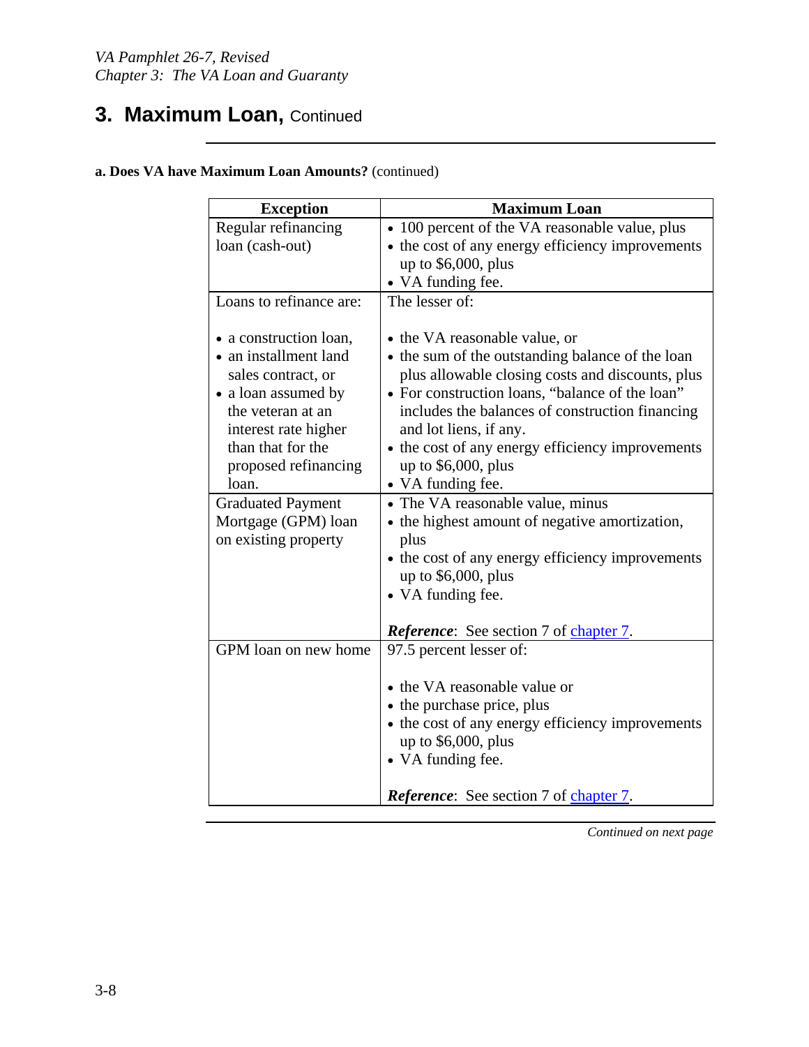# 3. Maximum Loan, Continued

**a. Does VA have Maximum Loan Amounts?** (continued)

| Exception | Maximum Loan |
|---|---|
| Regular refinancing loan (cash-out) | • 100 percent of the VA reasonable value, plus<br>• the cost of any energy efficiency improvements up to $6,000, plus<br>• VA funding fee. |
| Loans to refinance are:<br><br>• a construction loan,<br>• an installment land sales contract, or<br>• a loan assumed by the veteran at an interest rate higher than that for the proposed refinancing loan. | The lesser of:<br><br>• the VA reasonable value, or<br>• the sum of the outstanding balance of the loan plus allowable closing costs and discounts, plus<br>• For construction loans, "balance of the loan" includes the balances of construction financing and lot liens, if any.<br>• the cost of any energy efficiency improvements up to $6,000, plus<br>• VA funding fee. |
| Graduated Payment Mortgage (GPM) loan on existing property | • The VA reasonable value, minus<br>• the highest amount of negative amortization, plus<br>• the cost of any energy efficiency improvements up to $6,000, plus<br>• VA funding fee.<br><br>***Reference***: See section 7 of chapter 7. |
| GPM loan on new home | 97.5 percent lesser of:<br><br>• the VA reasonable value or<br>• the purchase price, plus<br>• the cost of any energy efficiency improvements up to $6,000, plus<br>• VA funding fee.<br><br>***Reference***: See section 7 of chapter 7. |

*Continued on next page*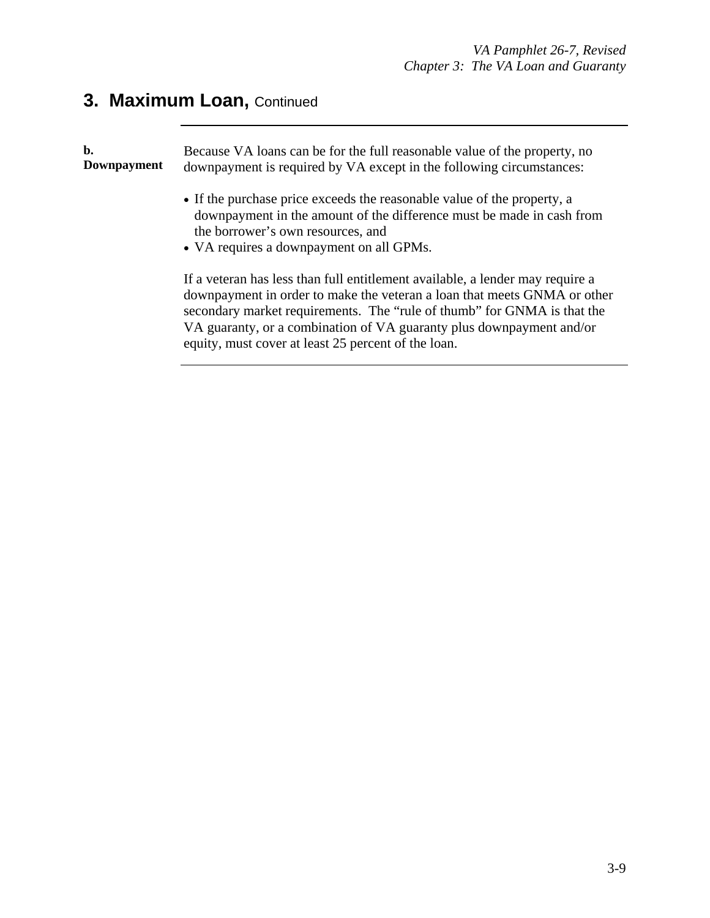## 3. Maximum Loan, Continued

**b. Downpayment**

Because VA loans can be for the full reasonable value of the property, no downpayment is required by VA except in the following circumstances:

- If the purchase price exceeds the reasonable value of the property, a downpayment in the amount of the difference must be made in cash from the borrower's own resources, and
- VA requires a downpayment on all GPMs.

If a veteran has less than full entitlement available, a lender may require a downpayment in order to make the veteran a loan that meets GNMA or other secondary market requirements. The "rule of thumb" for GNMA is that the VA guaranty, or a combination of VA guaranty plus downpayment and/or equity, must cover at least 25 percent of the loan.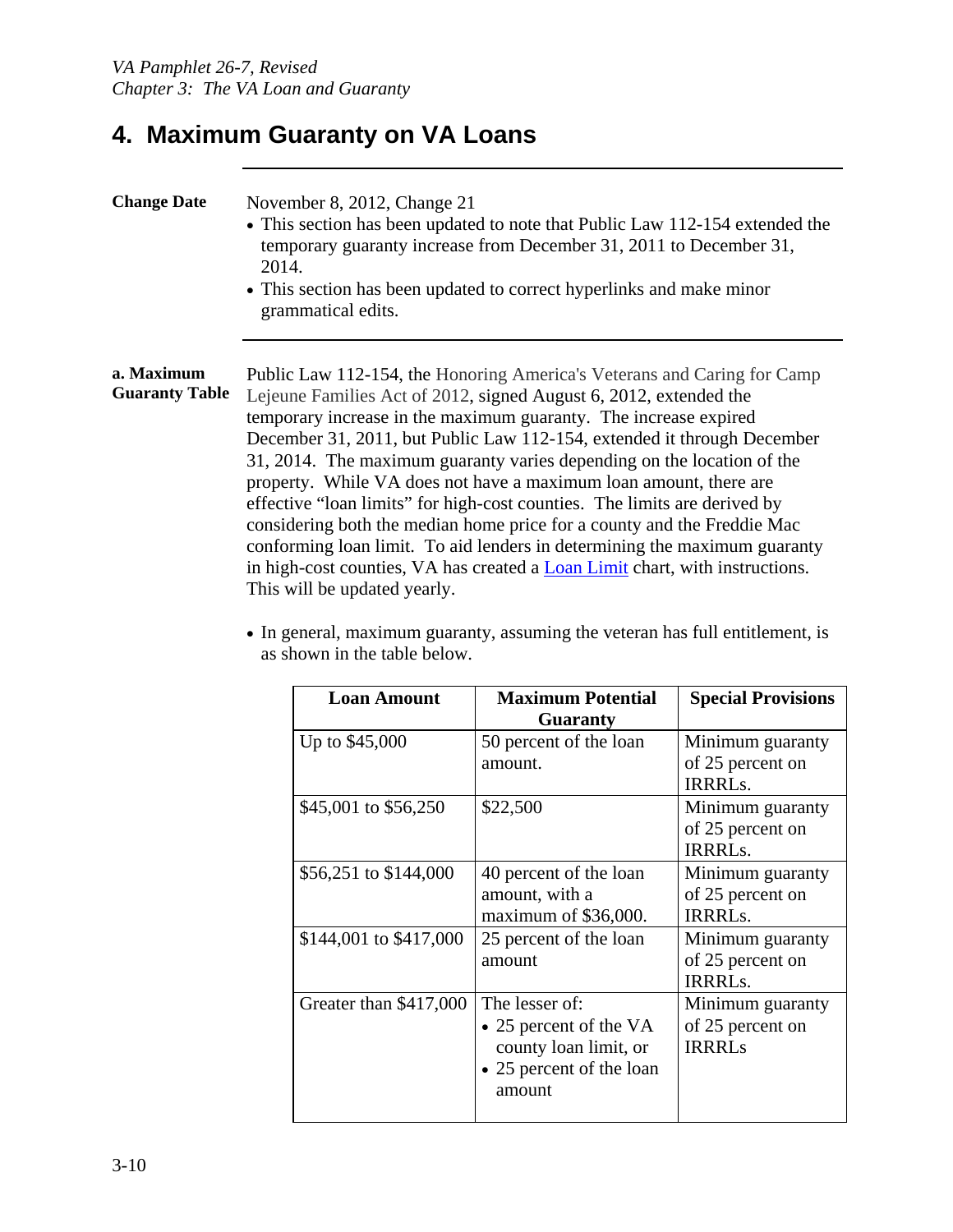# 4. Maximum Guaranty on VA Loans

**Change Date**

November 8, 2012, Change 21

- This section has been updated to note that Public Law 112-154 extended the temporary guaranty increase from December 31, 2011 to December 31, 2014.
- This section has been updated to correct hyperlinks and make minor grammatical edits.

**a. Maximum Guaranty Table**

Public Law 112-154, the Honoring America's Veterans and Caring for Camp Lejeune Families Act of 2012, signed August 6, 2012, extended the temporary increase in the maximum guaranty. The increase expired December 31, 2011, but Public Law 112-154, extended it through December 31, 2014. The maximum guaranty varies depending on the location of the property. While VA does not have a maximum loan amount, there are effective "loan limits" for high-cost counties. The limits are derived by considering both the median home price for a county and the Freddie Mac conforming loan limit. To aid lenders in determining the maximum guaranty in high-cost counties, VA has created a Loan Limit chart, with instructions. This will be updated yearly.

- In general, maximum guaranty, assuming the veteran has full entitlement, is as shown in the table below.

| Loan Amount | Maximum Potential Guaranty | Special Provisions |
|---|---|---|
| Up to $45,000 | 50 percent of the loan amount. | Minimum guaranty of 25 percent on IRRRLs. |
| $45,001 to $56,250 | $22,500 | Minimum guaranty of 25 percent on IRRRLs. |
| $56,251 to $144,000 | 40 percent of the loan amount, with a maximum of $36,000. | Minimum guaranty of 25 percent on IRRRLs. |
| $144,001 to $417,000 | 25 percent of the loan amount | Minimum guaranty of 25 percent on IRRRLs. |
| Greater than $417,000 | The lesser of: • 25 percent of the VA county loan limit, or • 25 percent of the loan amount | Minimum guaranty of 25 percent on IRRRLs |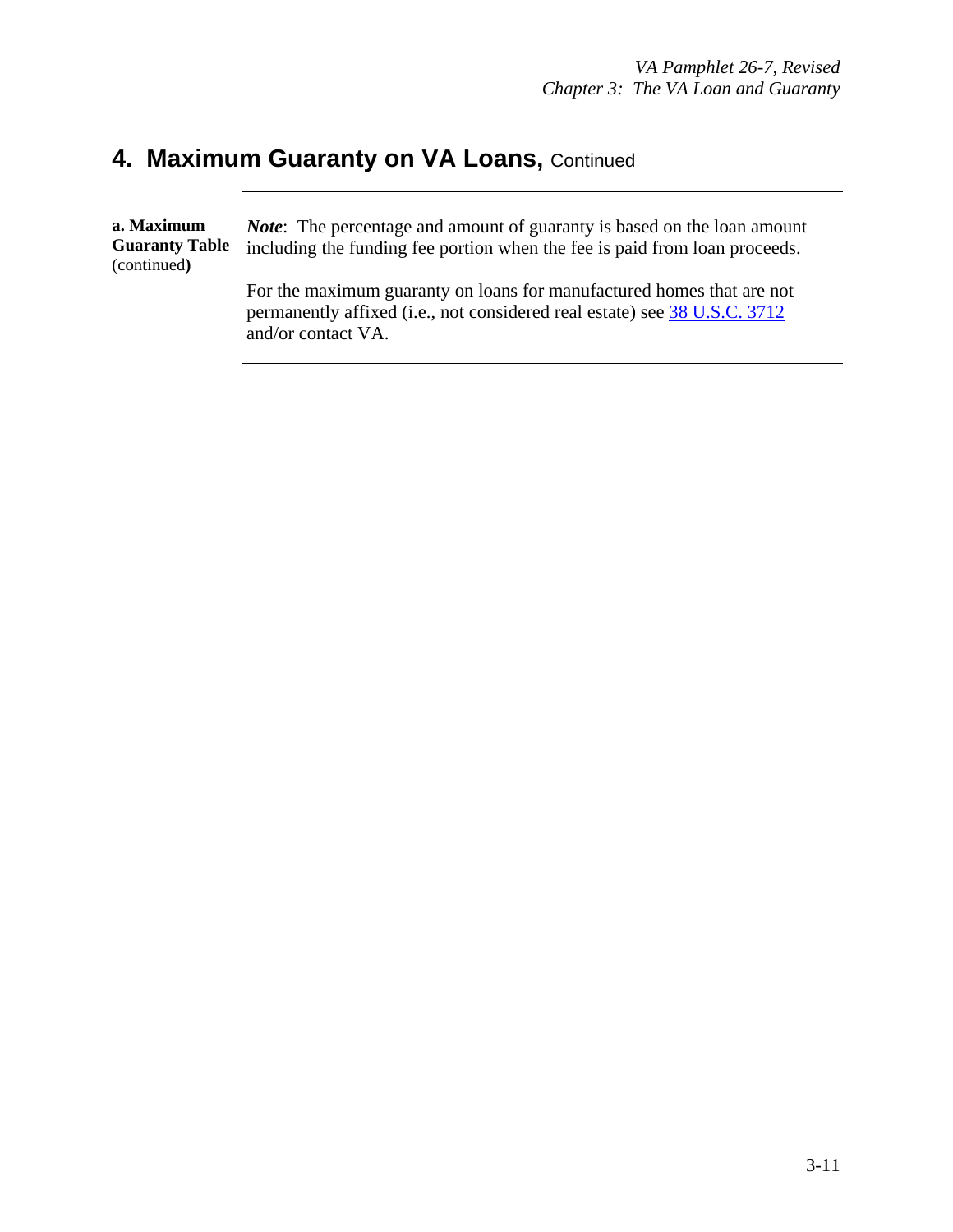## 4. Maximum Guaranty on VA Loans, Continued

**a. Maximum Guaranty Table** (continued**)**

***Note***: The percentage and amount of guaranty is based on the loan amount including the funding fee portion when the fee is paid from loan proceeds.

For the maximum guaranty on loans for manufactured homes that are not permanently affixed (i.e., not considered real estate) see 38 U.S.C. 3712 and/or contact VA.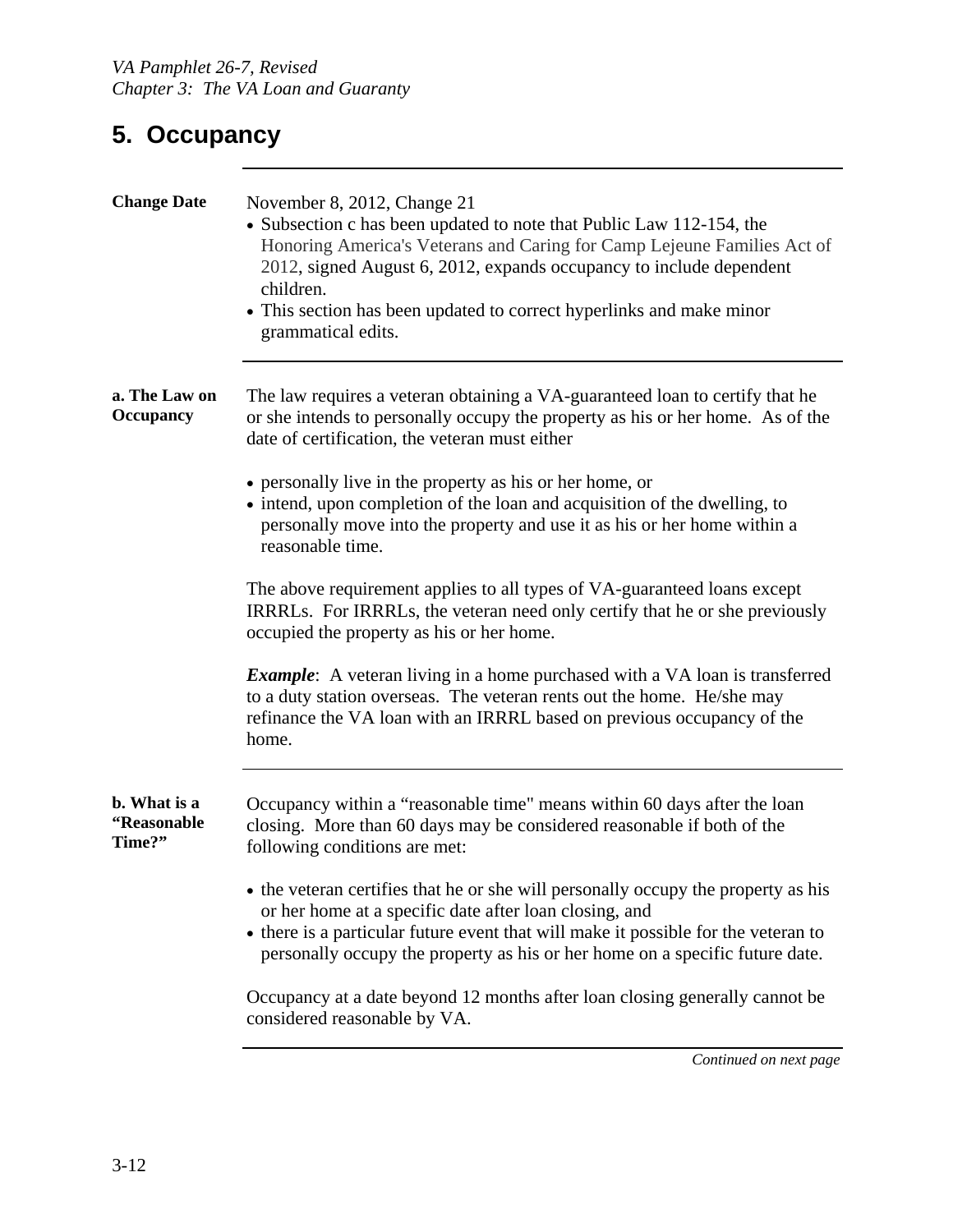## 5. Occupancy

**Change Date**

November 8, 2012, Change 21

- Subsection c has been updated to note that Public Law 112-154, the Honoring America's Veterans and Caring for Camp Lejeune Families Act of 2012, signed August 6, 2012, expands occupancy to include dependent children.
- This section has been updated to correct hyperlinks and make minor grammatical edits.

**a. The Law on Occupancy**

The law requires a veteran obtaining a VA-guaranteed loan to certify that he or she intends to personally occupy the property as his or her home. As of the date of certification, the veteran must either

- personally live in the property as his or her home, or
- intend, upon completion of the loan and acquisition of the dwelling, to personally move into the property and use it as his or her home within a reasonable time.

The above requirement applies to all types of VA-guaranteed loans except IRRRLs. For IRRRLs, the veteran need only certify that he or she previously occupied the property as his or her home.

***Example***: A veteran living in a home purchased with a VA loan is transferred to a duty station overseas. The veteran rents out the home. He/she may refinance the VA loan with an IRRRL based on previous occupancy of the home.

**b. What is a "Reasonable Time?"**

Occupancy within a "reasonable time" means within 60 days after the loan closing. More than 60 days may be considered reasonable if both of the following conditions are met:

- the veteran certifies that he or she will personally occupy the property as his or her home at a specific date after loan closing, and
- there is a particular future event that will make it possible for the veteran to personally occupy the property as his or her home on a specific future date.

Occupancy at a date beyond 12 months after loan closing generally cannot be considered reasonable by VA.

*Continued on next page*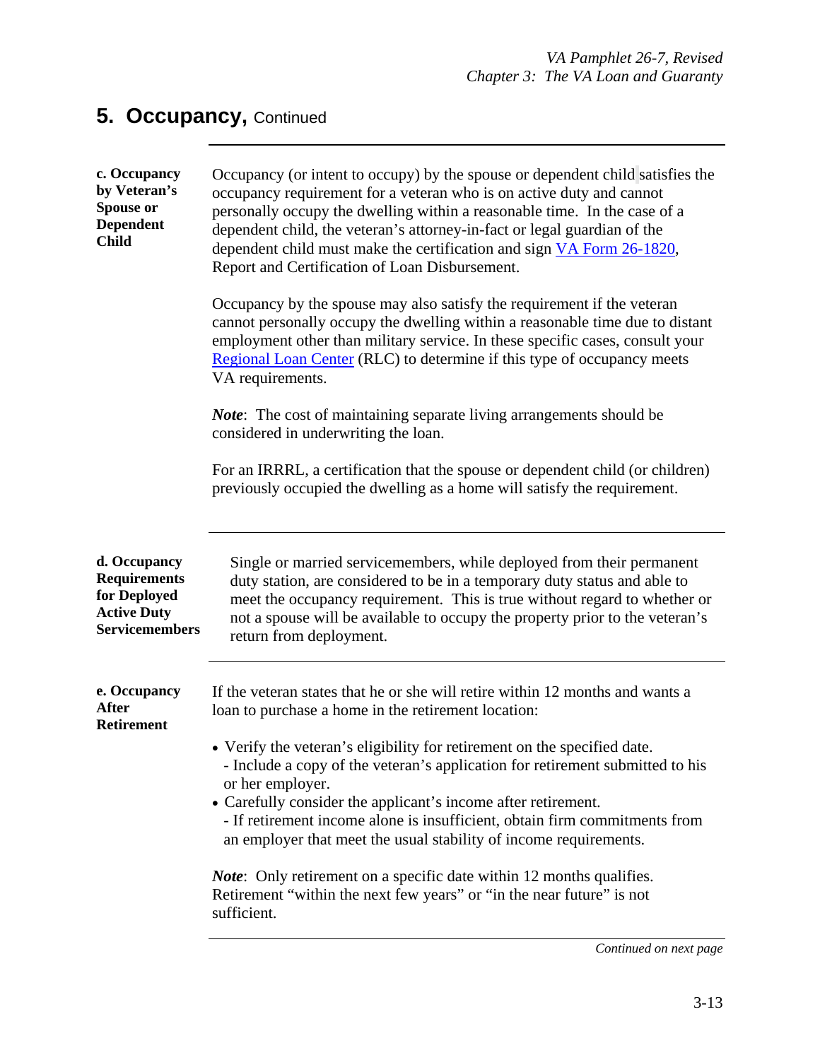## 5. Occupancy, Continued

---

**c. Occupancy by Veteran's Spouse or Dependent Child**

Occupancy (or intent to occupy) by the spouse or dependent child satisfies the occupancy requirement for a veteran who is on active duty and cannot personally occupy the dwelling within a reasonable time. In the case of a dependent child, the veteran's attorney-in-fact or legal guardian of the dependent child must make the certification and sign [VA Form 26-1820](), Report and Certification of Loan Disbursement.

Occupancy by the spouse may also satisfy the requirement if the veteran cannot personally occupy the dwelling within a reasonable time due to distant employment other than military service. In these specific cases, consult your [Regional Loan Center]() (RLC) to determine if this type of occupancy meets VA requirements.

***Note***: The cost of maintaining separate living arrangements should be considered in underwriting the loan.

For an IRRRL, a certification that the spouse or dependent child (or children) previously occupied the dwelling as a home will satisfy the requirement.

---

**d. Occupancy Requirements for Deployed Active Duty Servicemembers**

Single or married servicemembers, while deployed from their permanent duty station, are considered to be in a temporary duty status and able to meet the occupancy requirement. This is true without regard to whether or not a spouse will be available to occupy the property prior to the veteran's return from deployment.

---

**e. Occupancy After Retirement**

If the veteran states that he or she will retire within 12 months and wants a loan to purchase a home in the retirement location:

- Verify the veteran's eligibility for retirement on the specified date.
  - Include a copy of the veteran's application for retirement submitted to his or her employer.
- Carefully consider the applicant's income after retirement.
  - If retirement income alone is insufficient, obtain firm commitments from an employer that meet the usual stability of income requirements.

***Note***: Only retirement on a specific date within 12 months qualifies. Retirement "within the next few years" or "in the near future" is not sufficient.

---

*Continued on next page*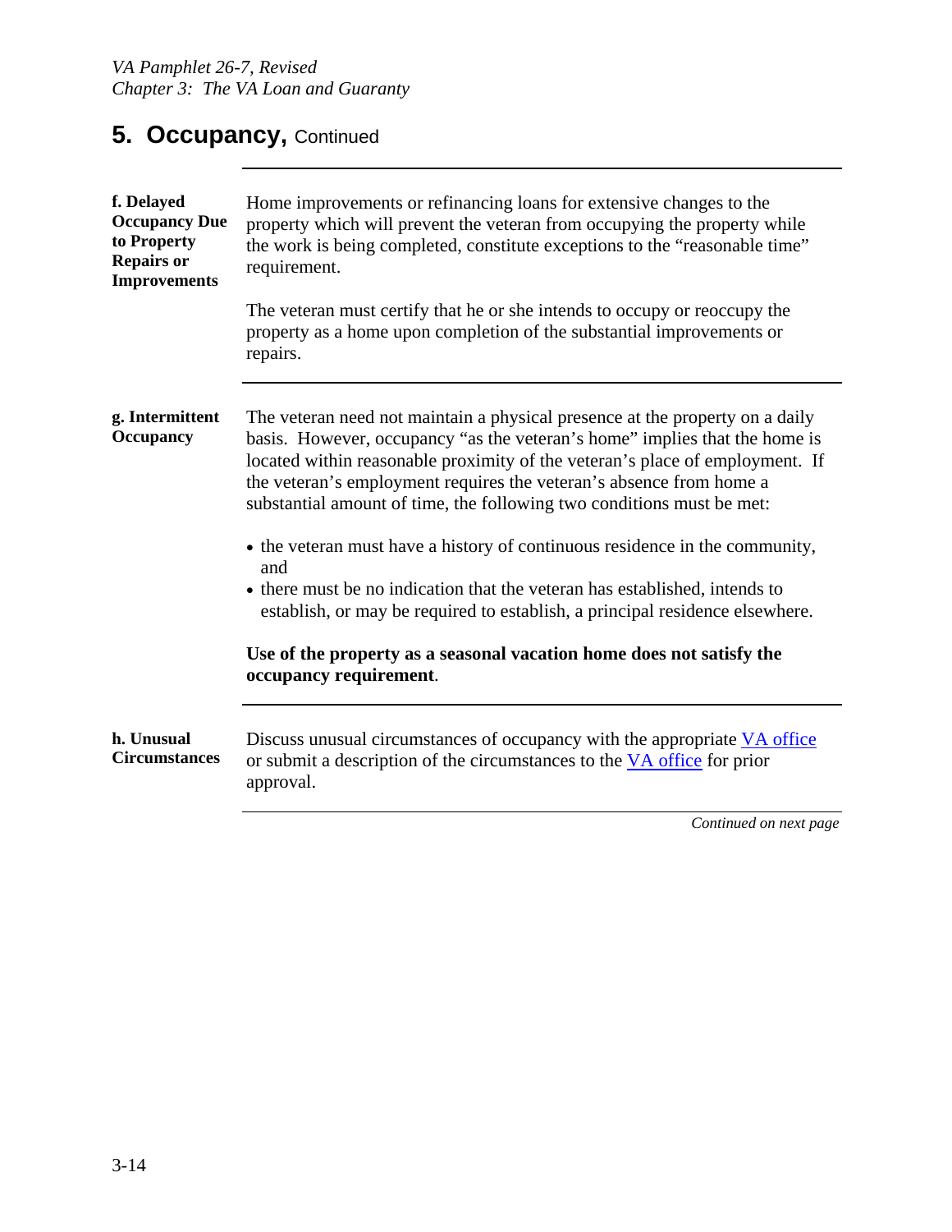## 5. Occupancy, Continued

**f. Delayed Occupancy Due to Property Repairs or Improvements**

Home improvements or refinancing loans for extensive changes to the property which will prevent the veteran from occupying the property while the work is being completed, constitute exceptions to the "reasonable time" requirement.

The veteran must certify that he or she intends to occupy or reoccupy the property as a home upon completion of the substantial improvements or repairs.

**g. Intermittent Occupancy**

The veteran need not maintain a physical presence at the property on a daily basis. However, occupancy "as the veteran's home" implies that the home is located within reasonable proximity of the veteran's place of employment. If the veteran's employment requires the veteran's absence from home a substantial amount of time, the following two conditions must be met:

- the veteran must have a history of continuous residence in the community, and
- there must be no indication that the veteran has established, intends to establish, or may be required to establish, a principal residence elsewhere.

**Use of the property as a seasonal vacation home does not satisfy the occupancy requirement**.

**h. Unusual Circumstances**

Discuss unusual circumstances of occupancy with the appropriate VA office or submit a description of the circumstances to the VA office for prior approval.

*Continued on next page*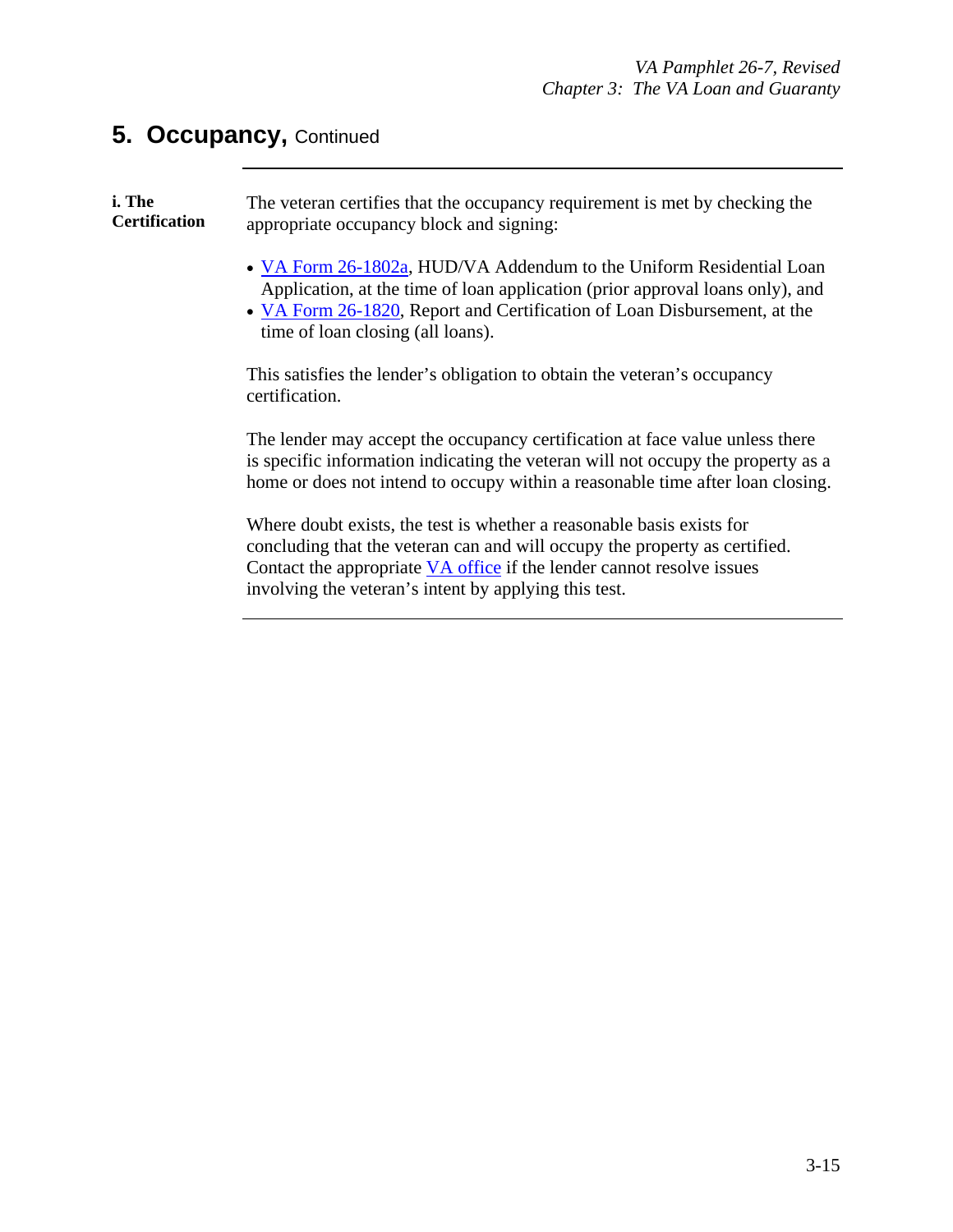## 5. Occupancy, Continued

**i. The Certification**

The veteran certifies that the occupancy requirement is met by checking the appropriate occupancy block and signing:

- VA Form 26-1802a, HUD/VA Addendum to the Uniform Residential Loan Application, at the time of loan application (prior approval loans only), and
- VA Form 26-1820, Report and Certification of Loan Disbursement, at the time of loan closing (all loans).

This satisfies the lender's obligation to obtain the veteran's occupancy certification.

The lender may accept the occupancy certification at face value unless there is specific information indicating the veteran will not occupy the property as a home or does not intend to occupy within a reasonable time after loan closing.

Where doubt exists, the test is whether a reasonable basis exists for concluding that the veteran can and will occupy the property as certified. Contact the appropriate VA office if the lender cannot resolve issues involving the veteran's intent by applying this test.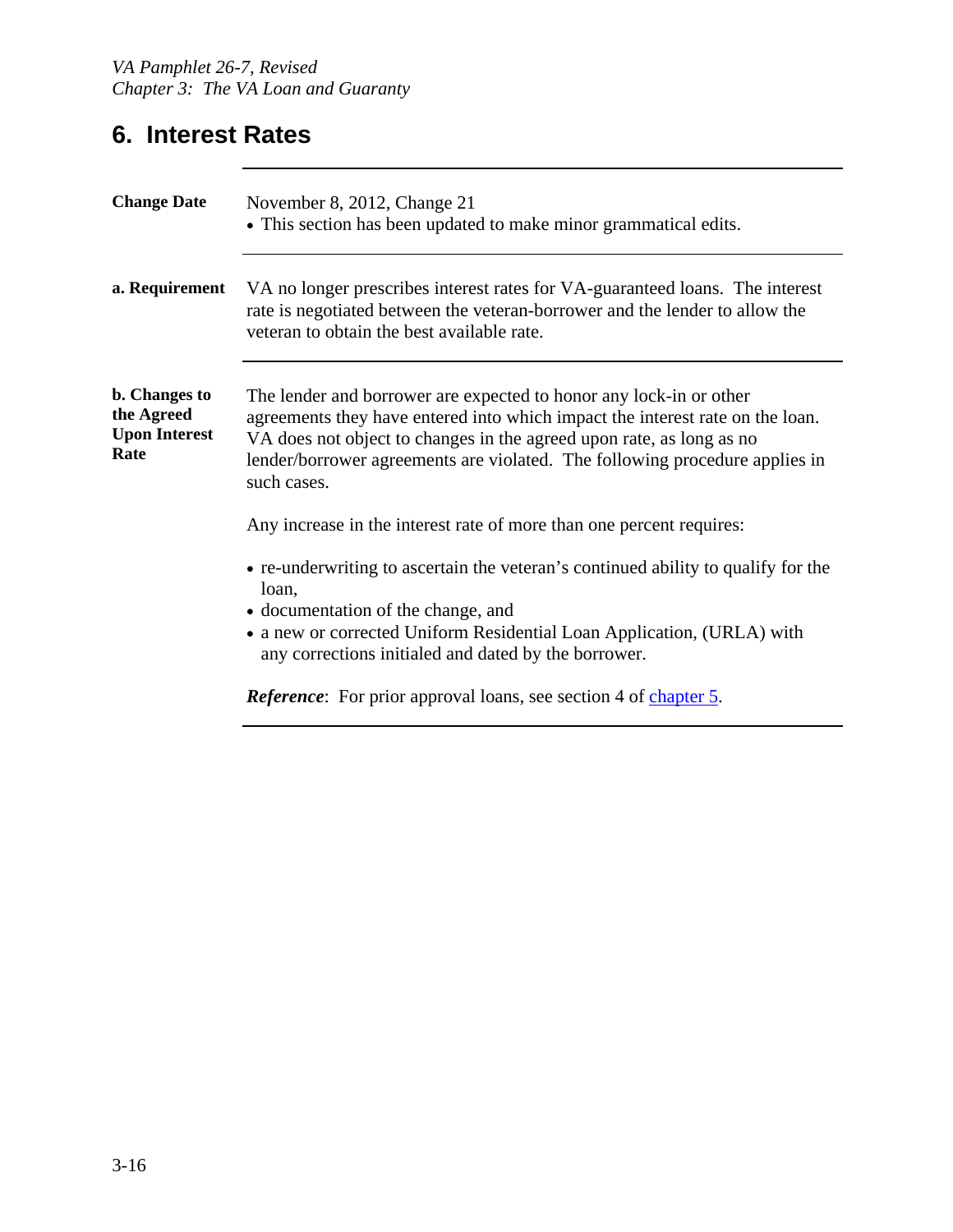## 6. Interest Rates

**Change Date**

November 8, 2012, Change 21

- This section has been updated to make minor grammatical edits.

**a. Requirement**

VA no longer prescribes interest rates for VA-guaranteed loans. The interest rate is negotiated between the veteran-borrower and the lender to allow the veteran to obtain the best available rate.

**b. Changes to the Agreed Upon Interest Rate**

The lender and borrower are expected to honor any lock-in or other agreements they have entered into which impact the interest rate on the loan. VA does not object to changes in the agreed upon rate, as long as no lender/borrower agreements are violated. The following procedure applies in such cases.

Any increase in the interest rate of more than one percent requires:

- re-underwriting to ascertain the veteran's continued ability to qualify for the loan,
- documentation of the change, and
- a new or corrected Uniform Residential Loan Application, (URLA) with any corrections initialed and dated by the borrower.

***Reference***: For prior approval loans, see section 4 of chapter 5.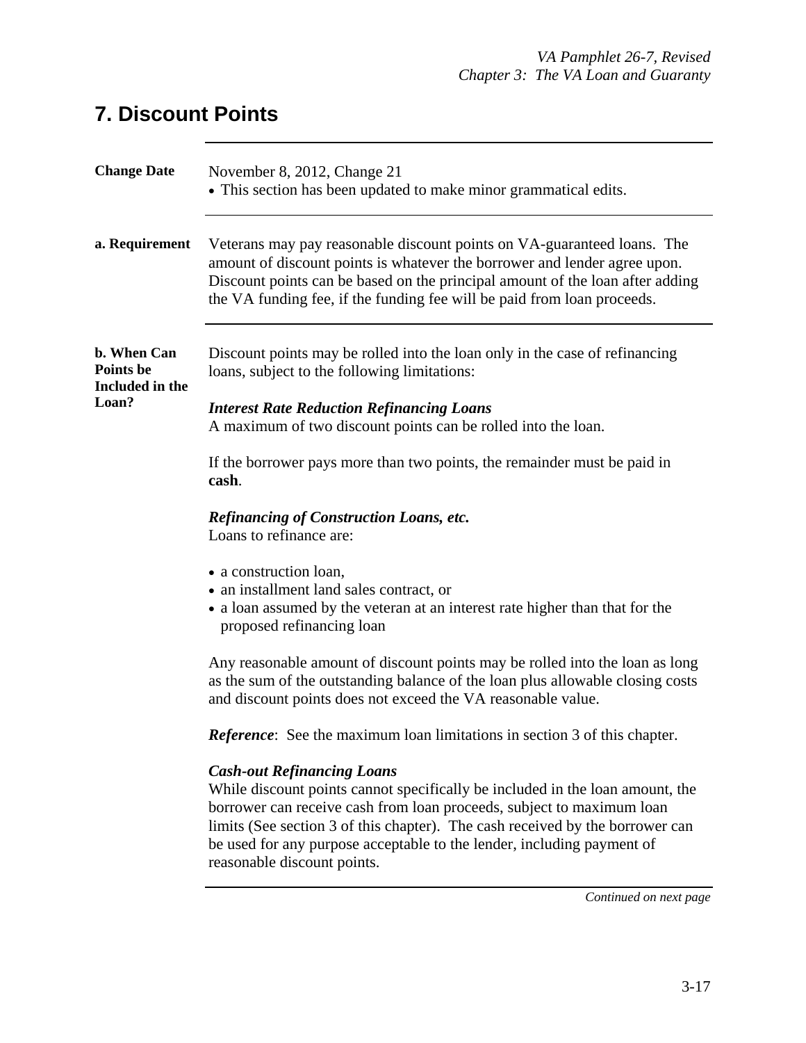# 7. Discount Points

**Change Date**

November 8, 2012, Change 21

- This section has been updated to make minor grammatical edits.

**a. Requirement**

Veterans may pay reasonable discount points on VA-guaranteed loans. The amount of discount points is whatever the borrower and lender agree upon. Discount points can be based on the principal amount of the loan after adding the VA funding fee, if the funding fee will be paid from loan proceeds.

**b. When Can Points be Included in the Loan?**

Discount points may be rolled into the loan only in the case of refinancing loans, subject to the following limitations:

***Interest Rate Reduction Refinancing Loans***
A maximum of two discount points can be rolled into the loan.

If the borrower pays more than two points, the remainder must be paid in **cash**.

***Refinancing of Construction Loans, etc.***
Loans to refinance are:

- a construction loan,
- an installment land sales contract, or
- a loan assumed by the veteran at an interest rate higher than that for the proposed refinancing loan

Any reasonable amount of discount points may be rolled into the loan as long as the sum of the outstanding balance of the loan plus allowable closing costs and discount points does not exceed the VA reasonable value.

***Reference***: See the maximum loan limitations in section 3 of this chapter.

***Cash-out Refinancing Loans***
While discount points cannot specifically be included in the loan amount, the borrower can receive cash from loan proceeds, subject to maximum loan limits (See section 3 of this chapter). The cash received by the borrower can be used for any purpose acceptable to the lender, including payment of reasonable discount points.

*Continued on next page*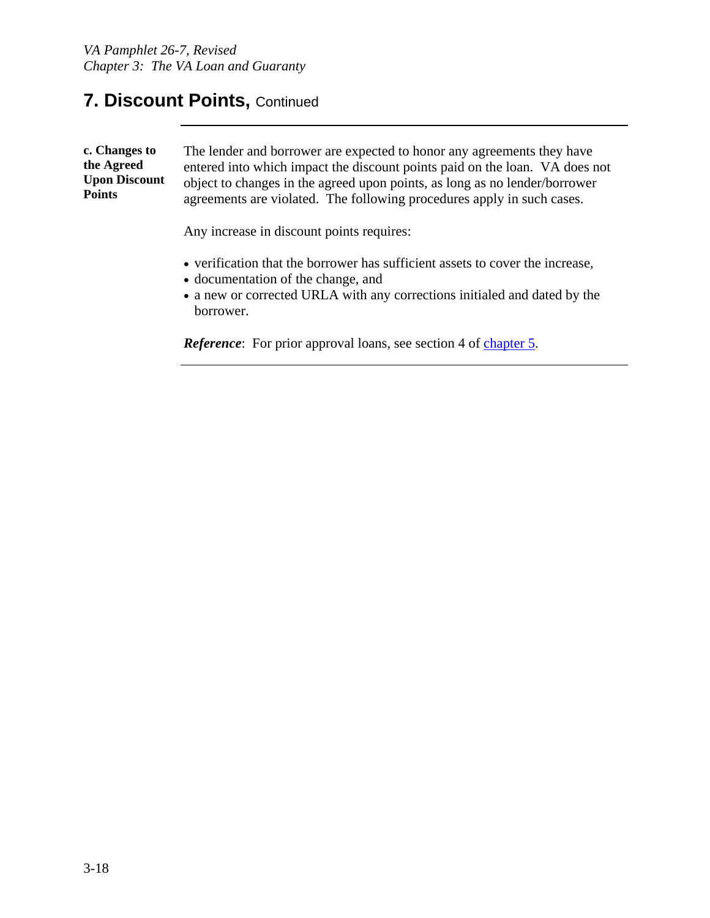## 7. Discount Points, Continued

**c. Changes to the Agreed Upon Discount Points**

The lender and borrower are expected to honor any agreements they have entered into which impact the discount points paid on the loan. VA does not object to changes in the agreed upon points, as long as no lender/borrower agreements are violated. The following procedures apply in such cases.

Any increase in discount points requires:

- verification that the borrower has sufficient assets to cover the increase,
- documentation of the change, and
- a new or corrected URLA with any corrections initialed and dated by the borrower.

***Reference***: For prior approval loans, see section 4 of chapter 5.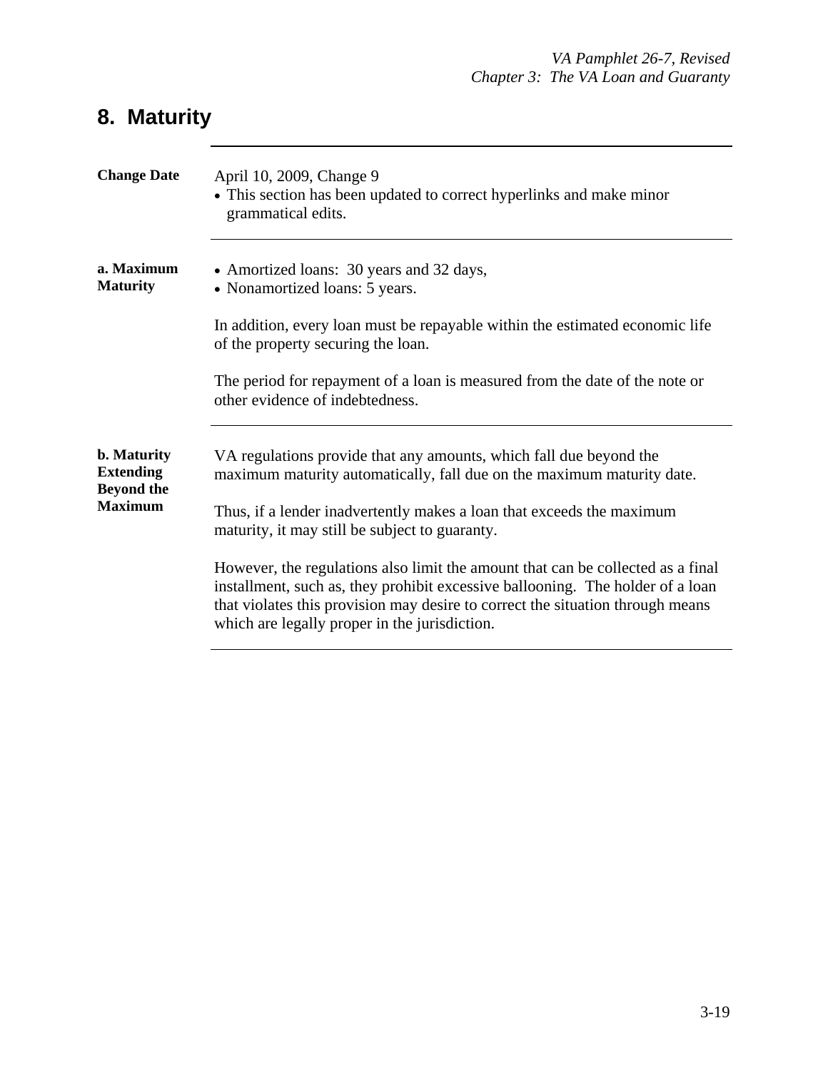## 8. Maturity

**Change Date**

April 10, 2009, Change 9

- This section has been updated to correct hyperlinks and make minor grammatical edits.

**a. Maximum Maturity**

- Amortized loans: 30 years and 32 days,
- Nonamortized loans: 5 years.

In addition, every loan must be repayable within the estimated economic life of the property securing the loan.

The period for repayment of a loan is measured from the date of the note or other evidence of indebtedness.

**b. Maturity Extending Beyond the Maximum**

VA regulations provide that any amounts, which fall due beyond the maximum maturity automatically, fall due on the maximum maturity date.

Thus, if a lender inadvertently makes a loan that exceeds the maximum maturity, it may still be subject to guaranty.

However, the regulations also limit the amount that can be collected as a final installment, such as, they prohibit excessive ballooning. The holder of a loan that violates this provision may desire to correct the situation through means which are legally proper in the jurisdiction.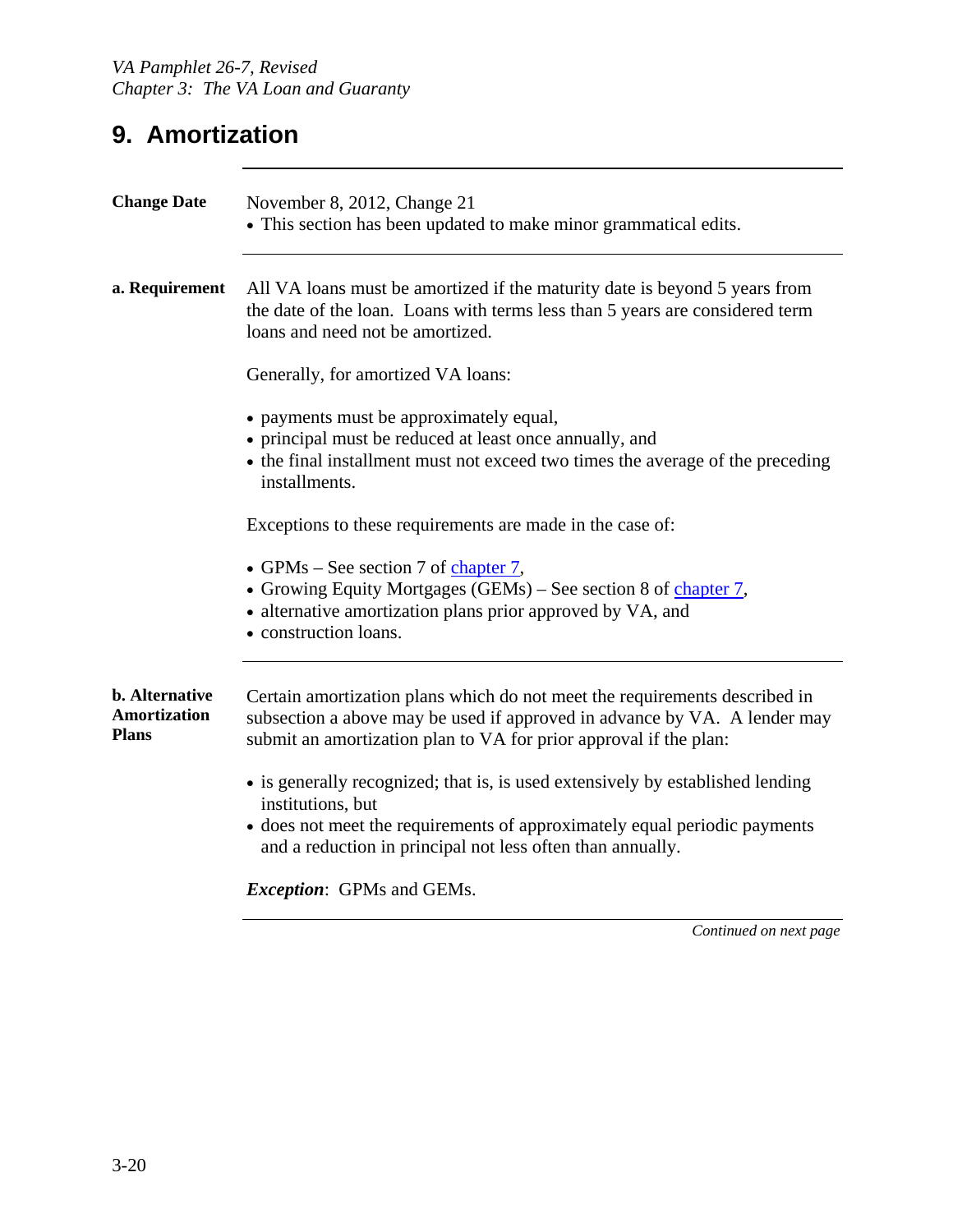## 9. Amortization

**Change Date**

November 8, 2012, Change 21

- This section has been updated to make minor grammatical edits.

**a. Requirement**

All VA loans must be amortized if the maturity date is beyond 5 years from the date of the loan. Loans with terms less than 5 years are considered term loans and need not be amortized.

Generally, for amortized VA loans:

- payments must be approximately equal,
- principal must be reduced at least once annually, and
- the final installment must not exceed two times the average of the preceding installments.

Exceptions to these requirements are made in the case of:

- GPMs – See section 7 of chapter 7,
- Growing Equity Mortgages (GEMs) – See section 8 of chapter 7,
- alternative amortization plans prior approved by VA, and
- construction loans.

**b. Alternative Amortization Plans**

Certain amortization plans which do not meet the requirements described in subsection a above may be used if approved in advance by VA. A lender may submit an amortization plan to VA for prior approval if the plan:

- is generally recognized; that is, is used extensively by established lending institutions, but
- does not meet the requirements of approximately equal periodic payments and a reduction in principal not less often than annually.

***Exception***: GPMs and GEMs.

*Continued on next page*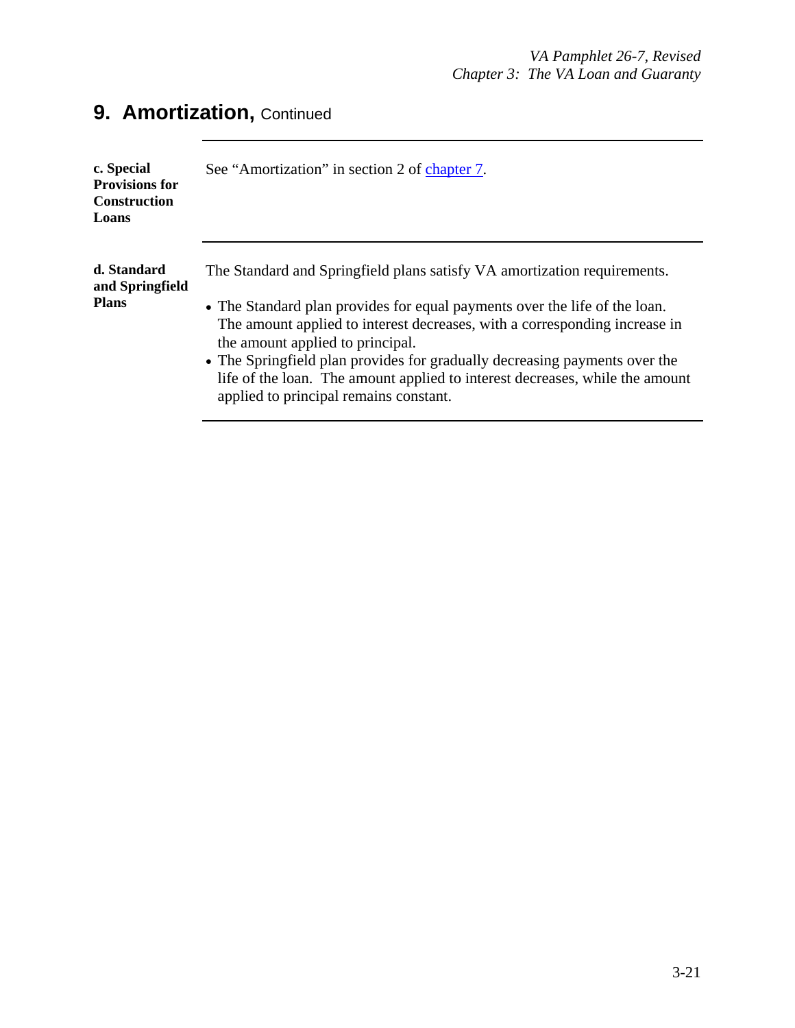## 9. Amortization, Continued

**c. Special Provisions for Construction Loans**

See "Amortization" in section 2 of chapter 7.

**d. Standard and Springfield Plans**

The Standard and Springfield plans satisfy VA amortization requirements.

- The Standard plan provides for equal payments over the life of the loan. The amount applied to interest decreases, with a corresponding increase in the amount applied to principal.
- The Springfield plan provides for gradually decreasing payments over the life of the loan. The amount applied to interest decreases, while the amount applied to principal remains constant.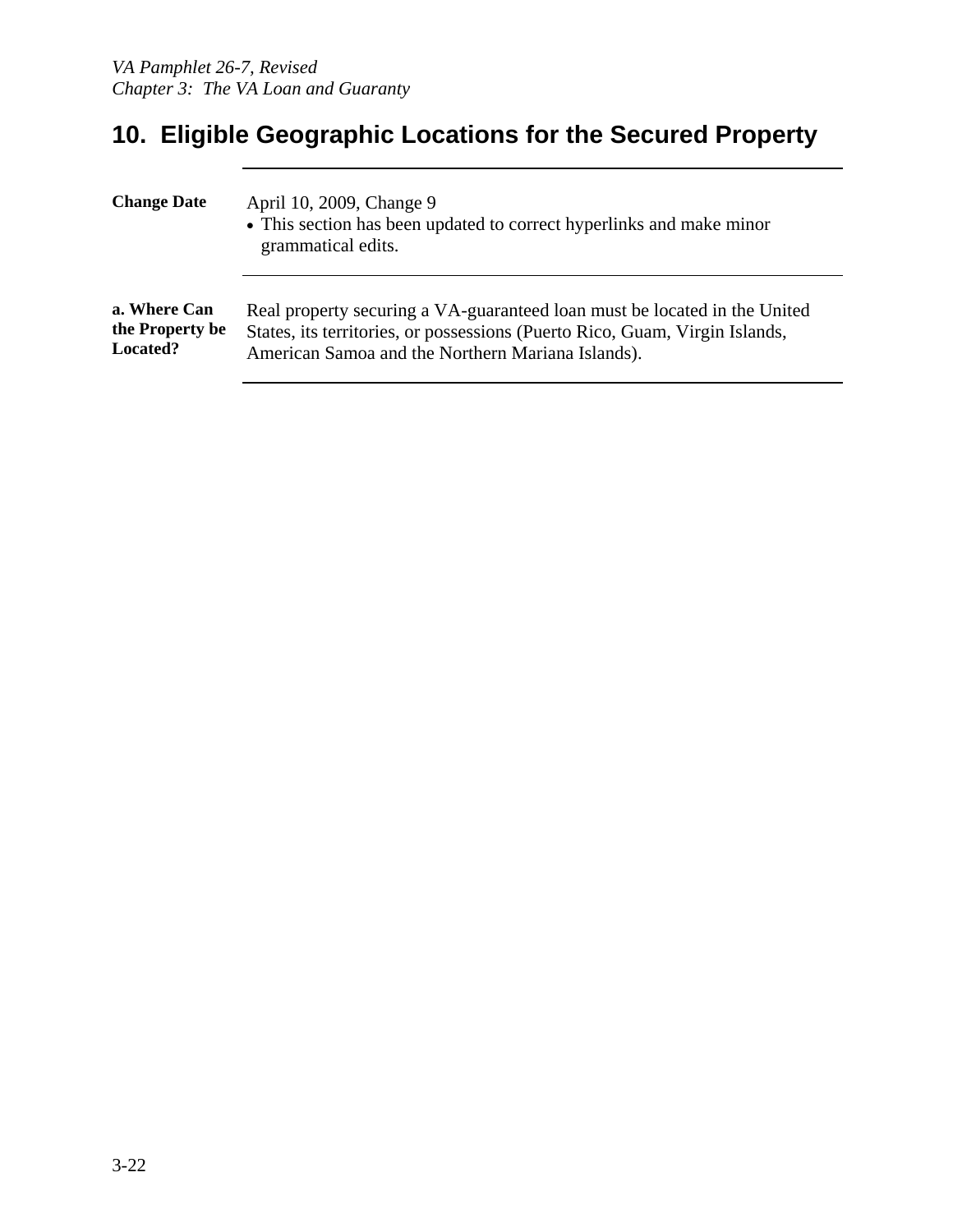## 10. Eligible Geographic Locations for the Secured Property

**Change Date**

April 10, 2009, Change 9

- This section has been updated to correct hyperlinks and make minor grammatical edits.

**a. Where Can the Property be Located?**

Real property securing a VA-guaranteed loan must be located in the United States, its territories, or possessions (Puerto Rico, Guam, Virgin Islands, American Samoa and the Northern Mariana Islands).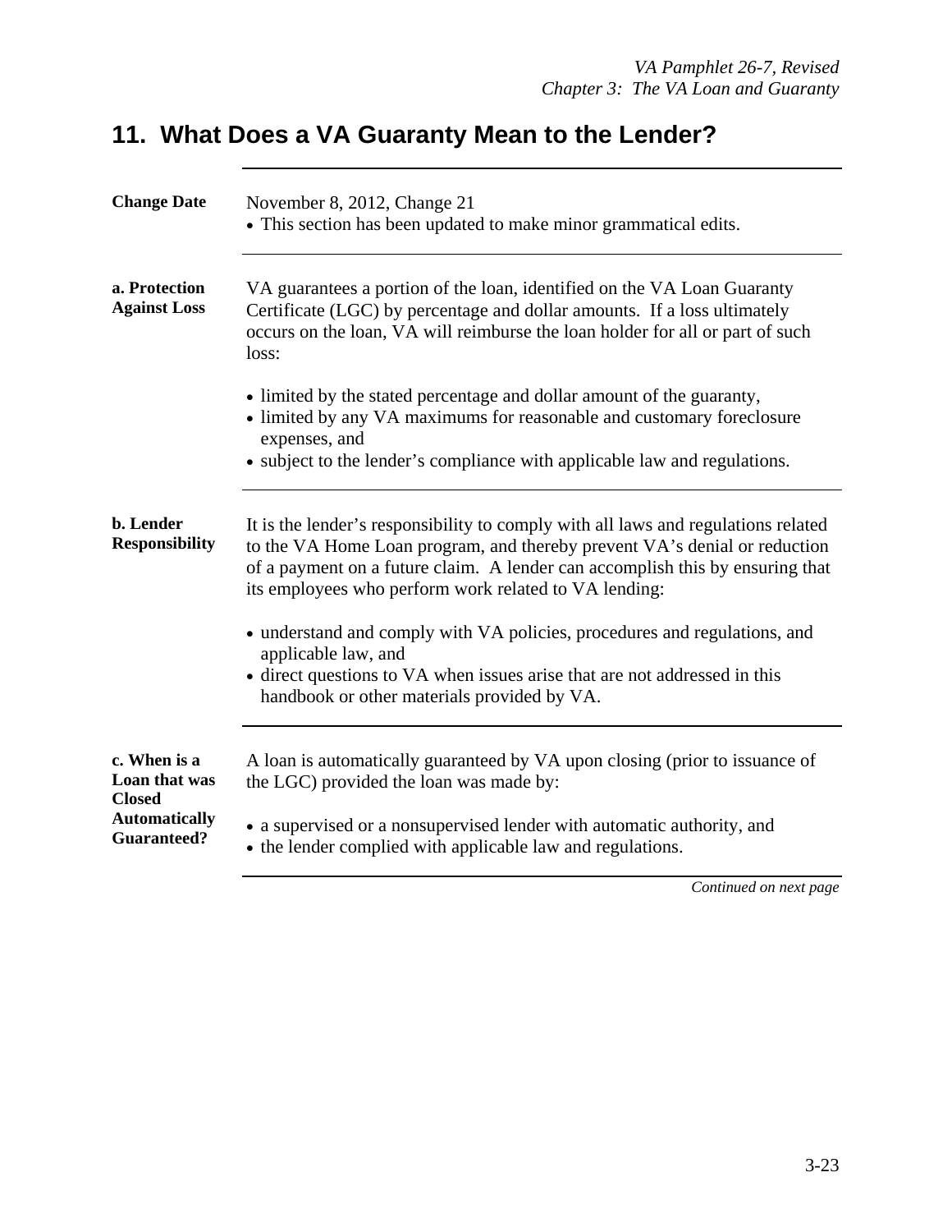## 11. What Does a VA Guaranty Mean to the Lender?

**Change Date**

November 8, 2012, Change 21

- This section has been updated to make minor grammatical edits.

**a. Protection Against Loss**

VA guarantees a portion of the loan, identified on the VA Loan Guaranty Certificate (LGC) by percentage and dollar amounts. If a loss ultimately occurs on the loan, VA will reimburse the loan holder for all or part of such loss:

- limited by the stated percentage and dollar amount of the guaranty,
- limited by any VA maximums for reasonable and customary foreclosure expenses, and
- subject to the lender's compliance with applicable law and regulations.

**b. Lender Responsibility**

It is the lender's responsibility to comply with all laws and regulations related to the VA Home Loan program, and thereby prevent VA's denial or reduction of a payment on a future claim. A lender can accomplish this by ensuring that its employees who perform work related to VA lending:

- understand and comply with VA policies, procedures and regulations, and applicable law, and
- direct questions to VA when issues arise that are not addressed in this handbook or other materials provided by VA.

**c. When is a Loan that was Closed Automatically Guaranteed?**

A loan is automatically guaranteed by VA upon closing (prior to issuance of the LGC) provided the loan was made by:

- a supervised or a nonsupervised lender with automatic authority, and
- the lender complied with applicable law and regulations.

*Continued on next page*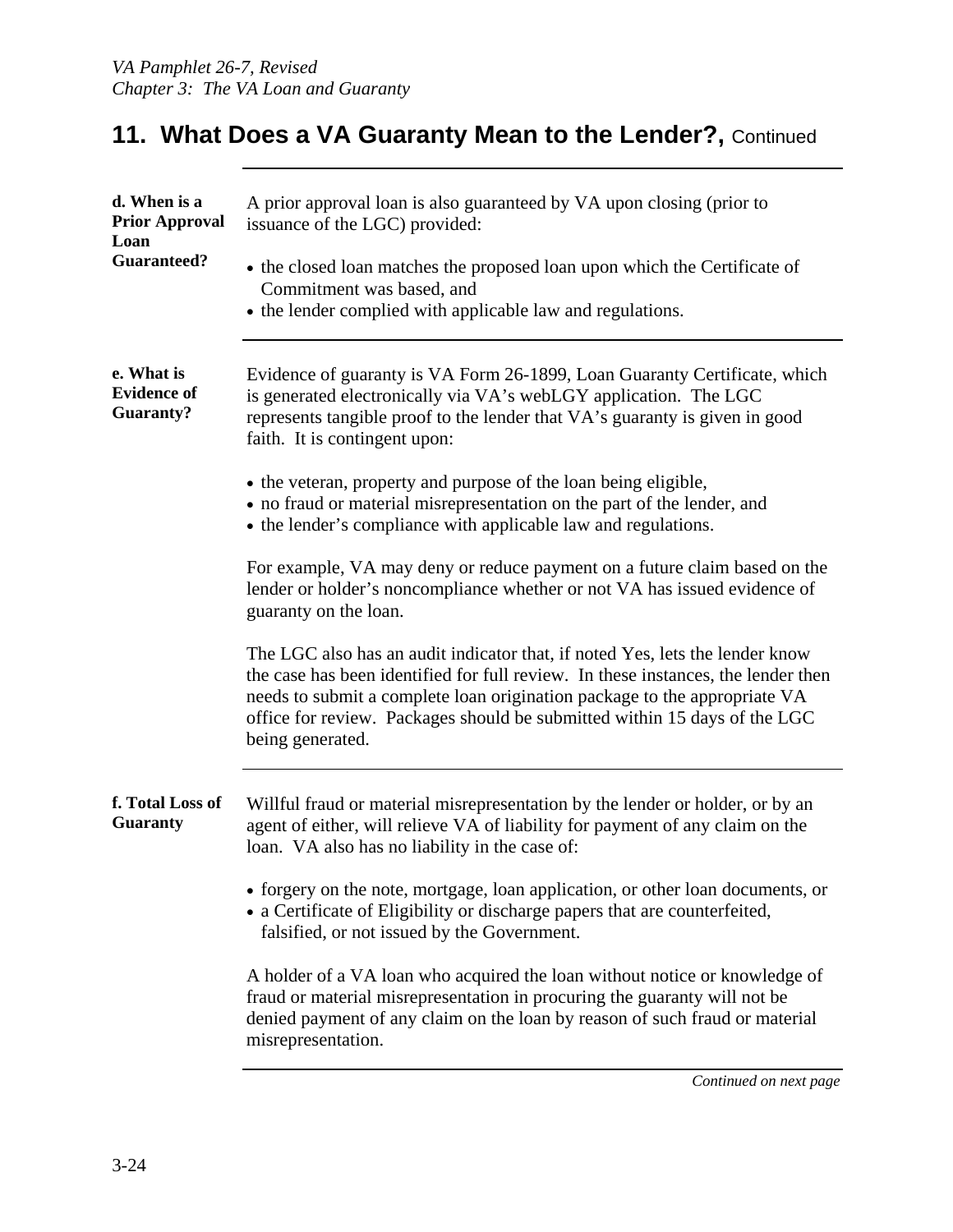## 11. What Does a VA Guaranty Mean to the Lender?, Continued

**d. When is a Prior Approval Loan Guaranteed?**

A prior approval loan is also guaranteed by VA upon closing (prior to issuance of the LGC) provided:

- the closed loan matches the proposed loan upon which the Certificate of Commitment was based, and
- the lender complied with applicable law and regulations.

**e. What is Evidence of Guaranty?**

Evidence of guaranty is VA Form 26-1899, Loan Guaranty Certificate, which is generated electronically via VA's webLGY application. The LGC represents tangible proof to the lender that VA's guaranty is given in good faith. It is contingent upon:

- the veteran, property and purpose of the loan being eligible,
- no fraud or material misrepresentation on the part of the lender, and
- the lender's compliance with applicable law and regulations.

For example, VA may deny or reduce payment on a future claim based on the lender or holder's noncompliance whether or not VA has issued evidence of guaranty on the loan.

The LGC also has an audit indicator that, if noted Yes, lets the lender know the case has been identified for full review. In these instances, the lender then needs to submit a complete loan origination package to the appropriate VA office for review. Packages should be submitted within 15 days of the LGC being generated.

**f. Total Loss of Guaranty**

Willful fraud or material misrepresentation by the lender or holder, or by an agent of either, will relieve VA of liability for payment of any claim on the loan. VA also has no liability in the case of:

- forgery on the note, mortgage, loan application, or other loan documents, or
- a Certificate of Eligibility or discharge papers that are counterfeited, falsified, or not issued by the Government.

A holder of a VA loan who acquired the loan without notice or knowledge of fraud or material misrepresentation in procuring the guaranty will not be denied payment of any claim on the loan by reason of such fraud or material misrepresentation.

*Continued on next page*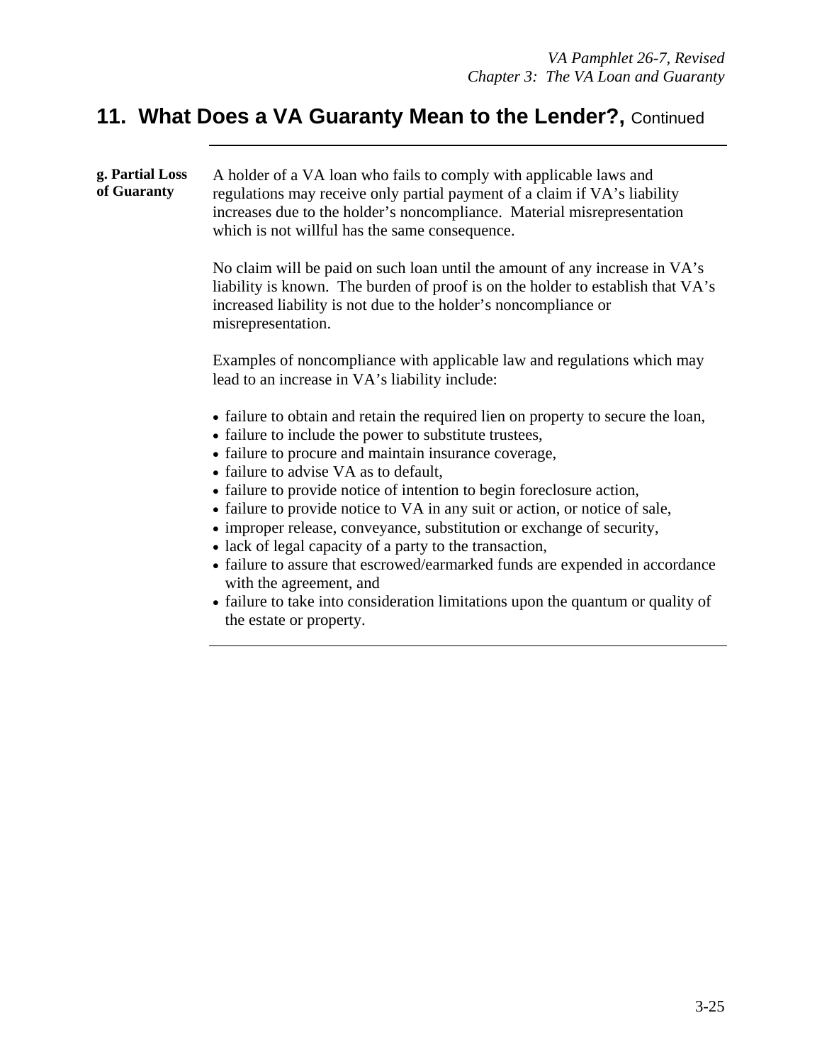## 11. What Does a VA Guaranty Mean to the Lender?, Continued

**g. Partial Loss of Guaranty**

A holder of a VA loan who fails to comply with applicable laws and regulations may receive only partial payment of a claim if VA's liability increases due to the holder's noncompliance. Material misrepresentation which is not willful has the same consequence.

No claim will be paid on such loan until the amount of any increase in VA's liability is known. The burden of proof is on the holder to establish that VA's increased liability is not due to the holder's noncompliance or misrepresentation.

Examples of noncompliance with applicable law and regulations which may lead to an increase in VA's liability include:

- failure to obtain and retain the required lien on property to secure the loan,
- failure to include the power to substitute trustees,
- failure to procure and maintain insurance coverage,
- failure to advise VA as to default,
- failure to provide notice of intention to begin foreclosure action,
- failure to provide notice to VA in any suit or action, or notice of sale,
- improper release, conveyance, substitution or exchange of security,
- lack of legal capacity of a party to the transaction,
- failure to assure that escrowed/earmarked funds are expended in accordance with the agreement, and
- failure to take into consideration limitations upon the quantum or quality of the estate or property.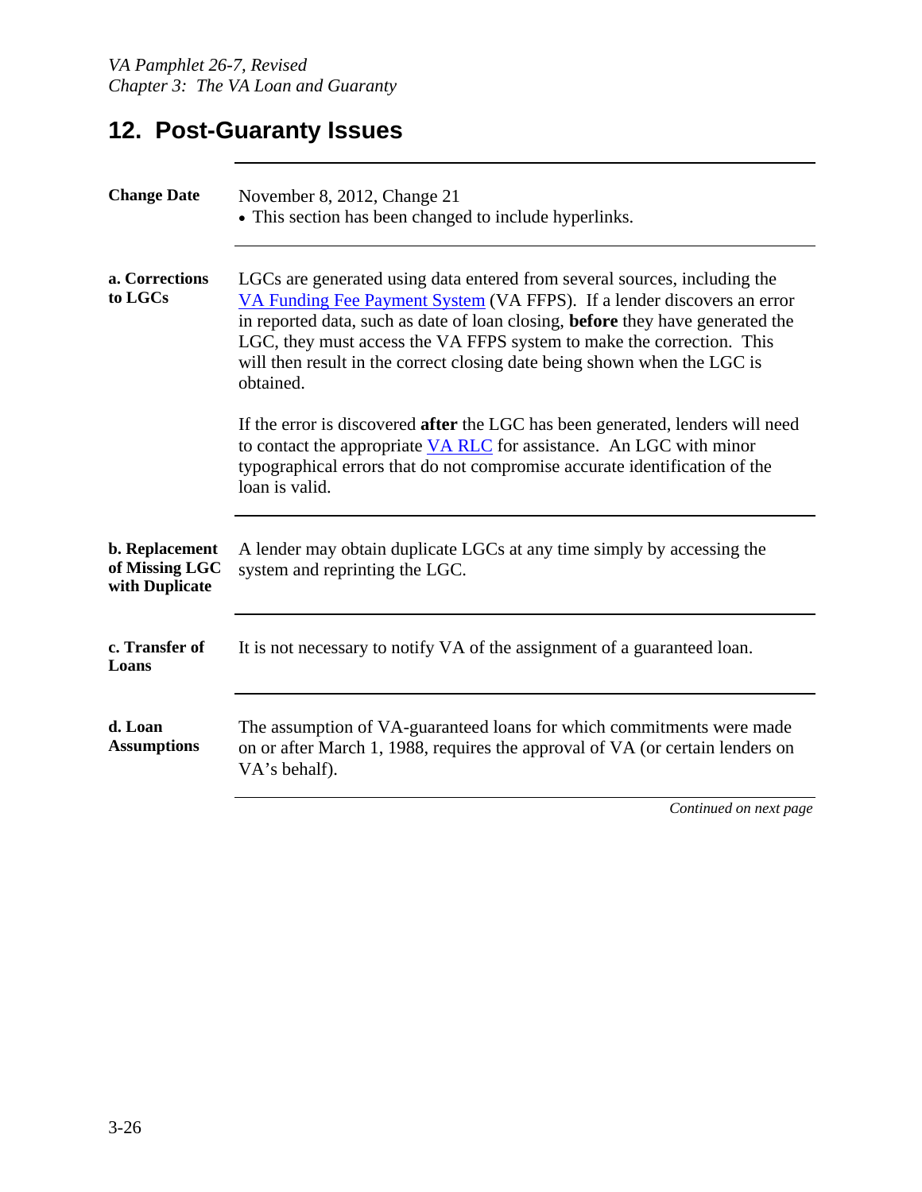## 12. Post-Guaranty Issues

**Change Date**

November 8, 2012, Change 21

- This section has been changed to include hyperlinks.

**a. Corrections to LGCs**

LGCs are generated using data entered from several sources, including the VA Funding Fee Payment System (VA FFPS). If a lender discovers an error in reported data, such as date of loan closing, **before** they have generated the LGC, they must access the VA FFPS system to make the correction. This will then result in the correct closing date being shown when the LGC is obtained.

If the error is discovered **after** the LGC has been generated, lenders will need to contact the appropriate VA RLC for assistance. An LGC with minor typographical errors that do not compromise accurate identification of the loan is valid.

**b. Replacement of Missing LGC with Duplicate**

A lender may obtain duplicate LGCs at any time simply by accessing the system and reprinting the LGC.

**c. Transfer of Loans**

It is not necessary to notify VA of the assignment of a guaranteed loan.

**d. Loan Assumptions**

The assumption of VA-guaranteed loans for which commitments were made on or after March 1, 1988, requires the approval of VA (or certain lenders on VA's behalf).

*Continued on next page*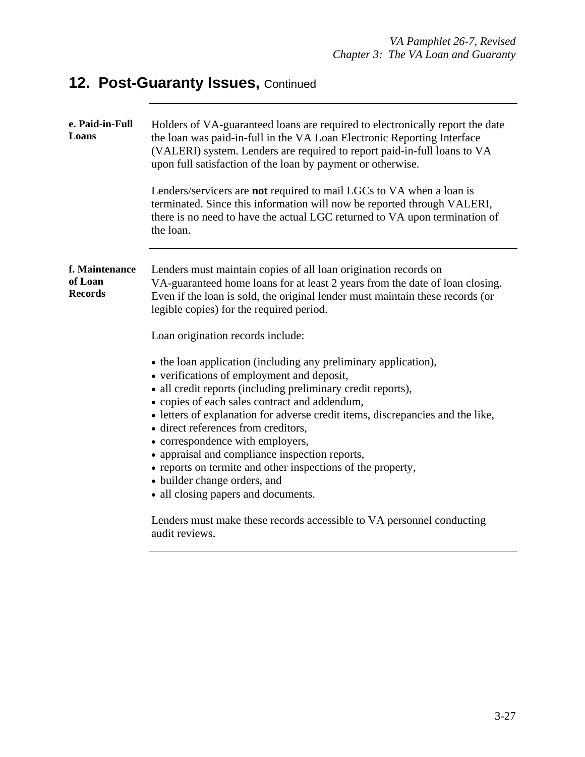## 12. Post-Guaranty Issues, Continued

**e. Paid-in-Full Loans**

Holders of VA-guaranteed loans are required to electronically report the date the loan was paid-in-full in the VA Loan Electronic Reporting Interface (VALERI) system. Lenders are required to report paid-in-full loans to VA upon full satisfaction of the loan by payment or otherwise.

Lenders/servicers are **not** required to mail LGCs to VA when a loan is terminated. Since this information will now be reported through VALERI, there is no need to have the actual LGC returned to VA upon termination of the loan.

**f. Maintenance of Loan Records**

Lenders must maintain copies of all loan origination records on VA-guaranteed home loans for at least 2 years from the date of loan closing. Even if the loan is sold, the original lender must maintain these records (or legible copies) for the required period.

Loan origination records include:

- the loan application (including any preliminary application),
- verifications of employment and deposit,
- all credit reports (including preliminary credit reports),
- copies of each sales contract and addendum,
- letters of explanation for adverse credit items, discrepancies and the like,
- direct references from creditors,
- correspondence with employers,
- appraisal and compliance inspection reports,
- reports on termite and other inspections of the property,
- builder change orders, and
- all closing papers and documents.

Lenders must make these records accessible to VA personnel conducting audit reviews.